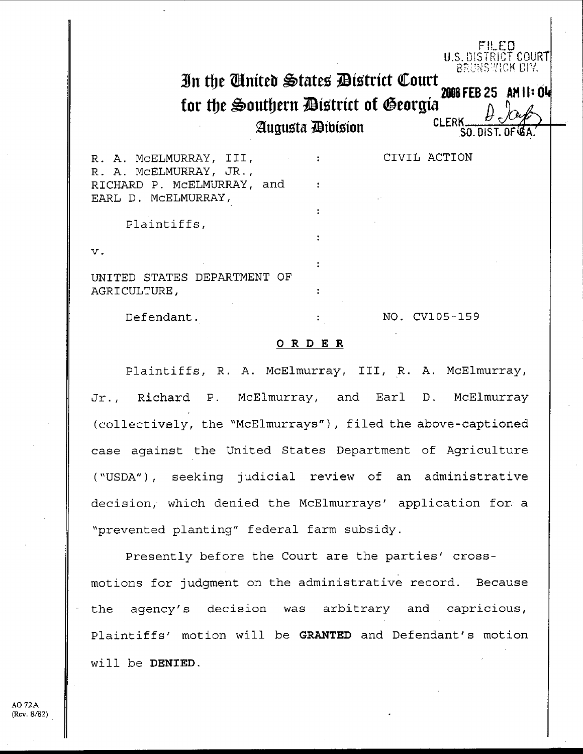FILED
U.S. DISTRICT COURT
BRUNSWICK DIV.

2008 FEB 25 AM 11:04

CLERK ________
SO. DIST. OF GA.

# In the United States District Court for the Southern District of Georgia
## Augusta Division

| | | |
|---|---|---|
| R. A. McELMURRAY, III, R. A. McELMURRAY, JR., RICHARD P. McELMURRAY, and EARL D. McELMURRAY, | : | CIVIL ACTION |
| Plaintiffs, | : | |
| v. | : | |
| UNITED STATES DEPARTMENT OF AGRICULTURE, | : | |
| Defendant. | : | NO. CV105-159 |

**O R D E R**

Plaintiffs, R. A. McElmurray, III, R. A. McElmurray, Jr., Richard P. McElmurray, and Earl D. McElmurray (collectively, the "McElmurrays"), filed the above-captioned case against the United States Department of Agriculture ("USDA"), seeking judicial review of an administrative decision, which denied the McElmurrays' application for a "prevented planting" federal farm subsidy.

Presently before the Court are the parties' cross-motions for judgment on the administrative record. Because the agency's decision was arbitrary and capricious, Plaintiffs' motion will be **GRANTED** and Defendant's motion will be **DENIED**.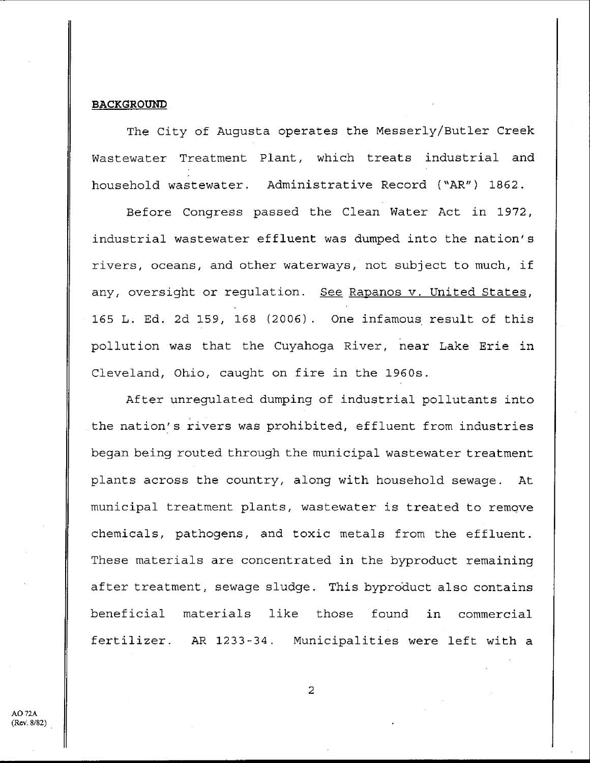**BACKGROUND**

The City of Augusta operates the Messerly/Butler Creek Wastewater Treatment Plant, which treats industrial and household wastewater. Administrative Record ("AR") 1862.

Before Congress passed the Clean Water Act in 1972, industrial wastewater effluent was dumped into the nation's rivers, oceans, and other waterways, not subject to much, if any, oversight or regulation. See Rapanos v. United States, 165 L. Ed. 2d 159, 168 (2006). One infamous result of this pollution was that the Cuyahoga River, near Lake Erie in Cleveland, Ohio, caught on fire in the 1960s.

After unregulated dumping of industrial pollutants into the nation's rivers was prohibited, effluent from industries began being routed through the municipal wastewater treatment plants across the country, along with household sewage. At municipal treatment plants, wastewater is treated to remove chemicals, pathogens, and toxic metals from the effluent. These materials are concentrated in the byproduct remaining after treatment, sewage sludge. This byproduct also contains beneficial materials like those found in commercial fertilizer. AR 1233-34. Municipalities were left with a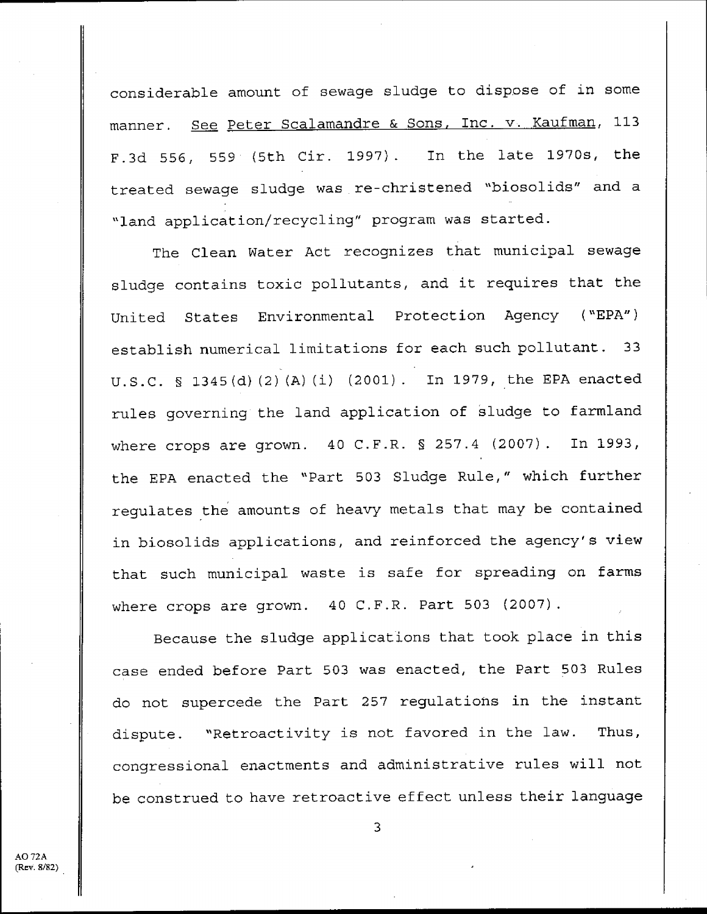considerable amount of sewage sludge to dispose of in some manner. See Peter Scalamandre & Sons, Inc. v. Kaufman, 113 F.3d 556, 559 (5th Cir. 1997). In the late 1970s, the treated sewage sludge was re-christened "biosolids" and a "land application/recycling" program was started.

The Clean Water Act recognizes that municipal sewage sludge contains toxic pollutants, and it requires that the United States Environmental Protection Agency ("EPA") establish numerical limitations for each such pollutant. 33 U.S.C. § 1345(d)(2)(A)(i) (2001). In 1979, the EPA enacted rules governing the land application of sludge to farmland where crops are grown. 40 C.F.R. § 257.4 (2007). In 1993, the EPA enacted the "Part 503 Sludge Rule," which further regulates the amounts of heavy metals that may be contained in biosolids applications, and reinforced the agency's view that such municipal waste is safe for spreading on farms where crops are grown. 40 C.F.R. Part 503 (2007).

Because the sludge applications that took place in this case ended before Part 503 was enacted, the Part 503 Rules do not supercede the Part 257 regulations in the instant dispute. "Retroactivity is not favored in the law. Thus, congressional enactments and administrative rules will not be construed to have retroactive effect unless their language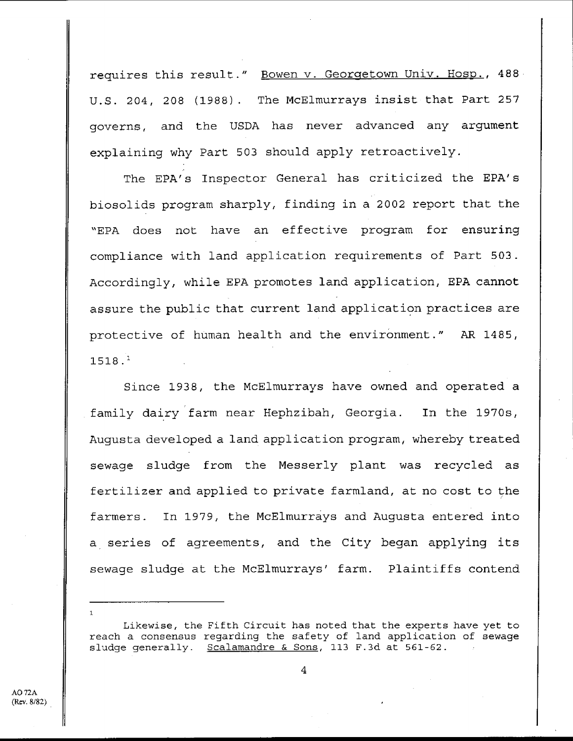requires this result." Bowen v. Georgetown Univ. Hosp., 488 U.S. 204, 208 (1988). The McElmurrays insist that Part 257 governs, and the USDA has never advanced any argument explaining why Part 503 should apply retroactively.

The EPA's Inspector General has criticized the EPA's biosolids program sharply, finding in a 2002 report that the "EPA does not have an effective program for ensuring compliance with land application requirements of Part 503. Accordingly, while EPA promotes land application, EPA cannot assure the public that current land application practices are protective of human health and the environment." AR 1485, 1518.[1]

Since 1938, the McElmurrays have owned and operated a family dairy farm near Hephzibah, Georgia. In the 1970s, Augusta developed a land application program, whereby treated sewage sludge from the Messerly plant was recycled as fertilizer and applied to private farmland, at no cost to the farmers. In 1979, the McElmurrays and Augusta entered into a series of agreements, and the City began applying its sewage sludge at the McElmurrays' farm. Plaintiffs contend

---

[1] Likewise, the Fifth Circuit has noted that the experts have yet to reach a consensus regarding the safety of land application of sewage sludge generally. Scalamandre & Sons, 113 F.3d at 561-62.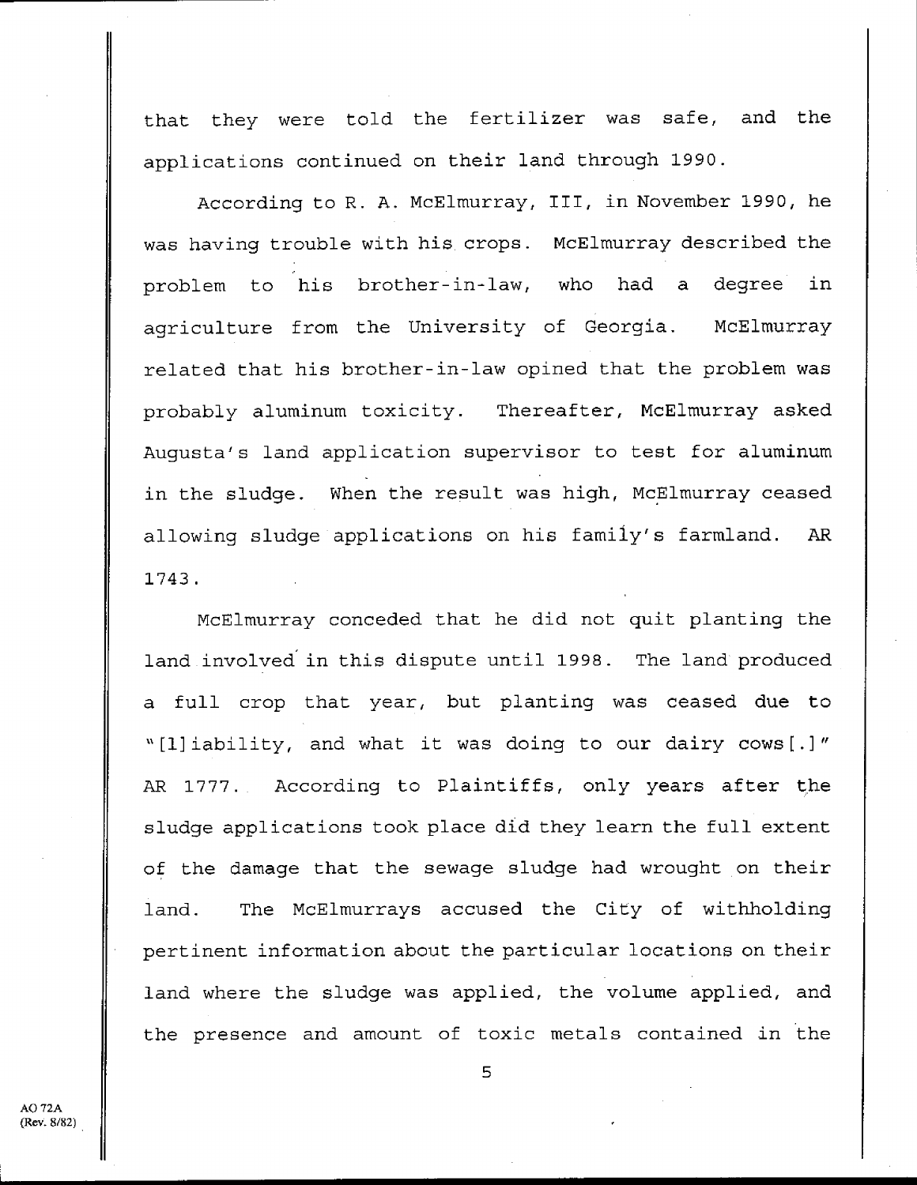that they were told the fertilizer was safe, and the applications continued on their land through 1990.

According to R. A. McElmurray, III, in November 1990, he was having trouble with his crops. McElmurray described the problem to his brother-in-law, who had a degree in agriculture from the University of Georgia. McElmurray related that his brother-in-law opined that the problem was probably aluminum toxicity. Thereafter, McElmurray asked Augusta's land application supervisor to test for aluminum in the sludge. When the result was high, McElmurray ceased allowing sludge applications on his family's farmland. AR 1743.

McElmurray conceded that he did not quit planting the land involved in this dispute until 1998. The land produced a full crop that year, but planting was ceased due to "[l]iability, and what it was doing to our dairy cows[.]" AR 1777. According to Plaintiffs, only years after the sludge applications took place did they learn the full extent of the damage that the sewage sludge had wrought on their land. The McElmurrays accused the City of withholding pertinent information about the particular locations on their land where the sludge was applied, the volume applied, and the presence and amount of toxic metals contained in the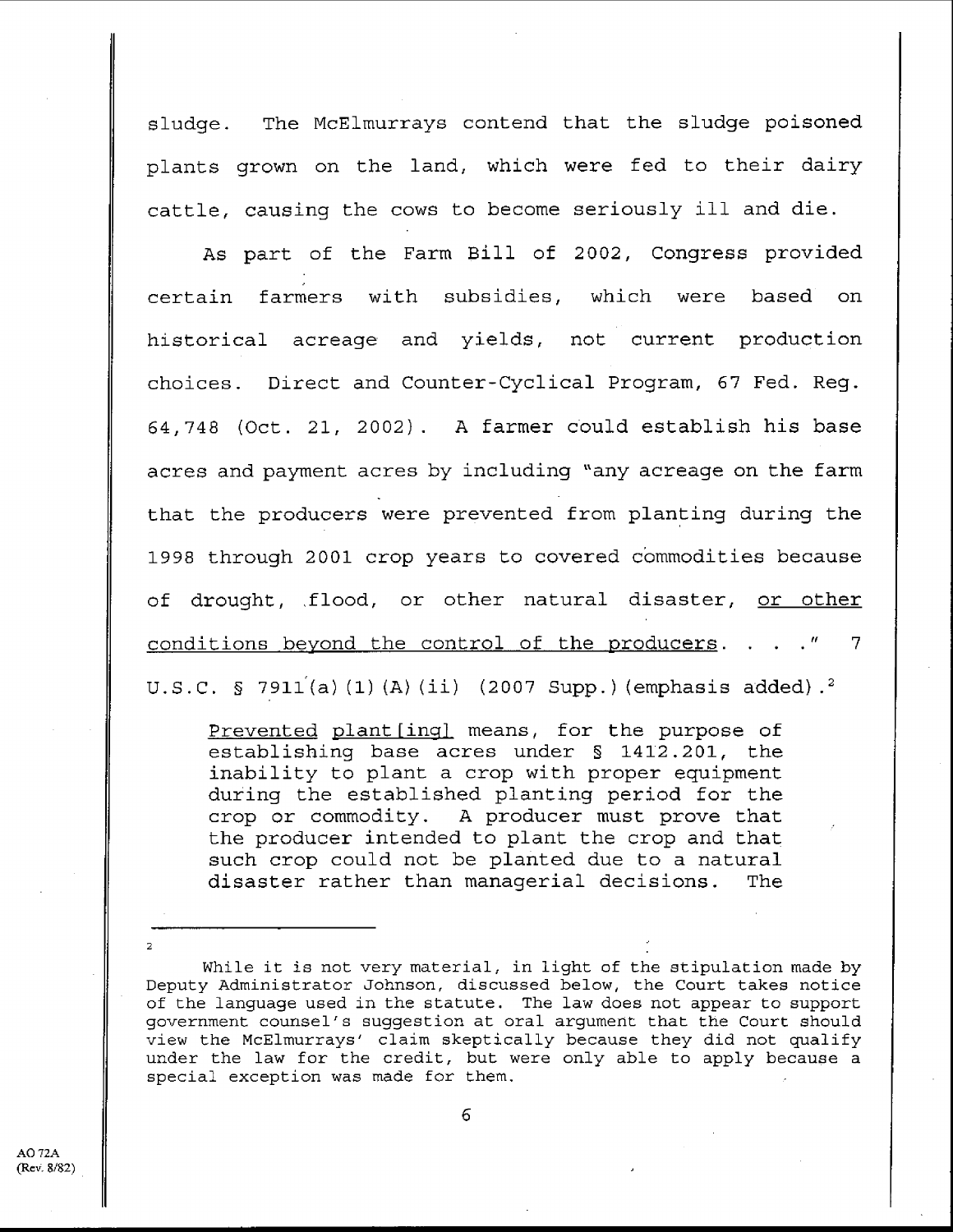sludge. The McElmurrays contend that the sludge poisoned plants grown on the land, which were fed to their dairy cattle, causing the cows to become seriously ill and die.

As part of the Farm Bill of 2002, Congress provided certain farmers with subsidies, which were based on historical acreage and yields, not current production choices. Direct and Counter-Cyclical Program, 67 Fed. Reg. 64,748 (Oct. 21, 2002). A farmer could establish his base acres and payment acres by including "any acreage on the farm that the producers were prevented from planting during the 1998 through 2001 crop years to covered commodities because of drought, flood, or other natural disaster, <u>or other conditions beyond the control of the producers</u>. . . ." 7 U.S.C. § 7911(a)(1)(A)(ii) (2007 Supp.) (emphasis added).[2]

> <u>Prevented</u> <u>plant[ing]</u> means, for the purpose of establishing base acres under § 1412.201, the inability to plant a crop with proper equipment during the established planting period for the crop or commodity. A producer must prove that the producer intended to plant the crop and that such crop could not be planted due to a natural disaster rather than managerial decisions. The

---

[2] While it is not very material, in light of the stipulation made by Deputy Administrator Johnson, discussed below, the Court takes notice of the language used in the statute. The law does not appear to support government counsel's suggestion at oral argument that the Court should view the McElmurrays' claim skeptically because they did not qualify under the law for the credit, but were only able to apply because a special exception was made for them.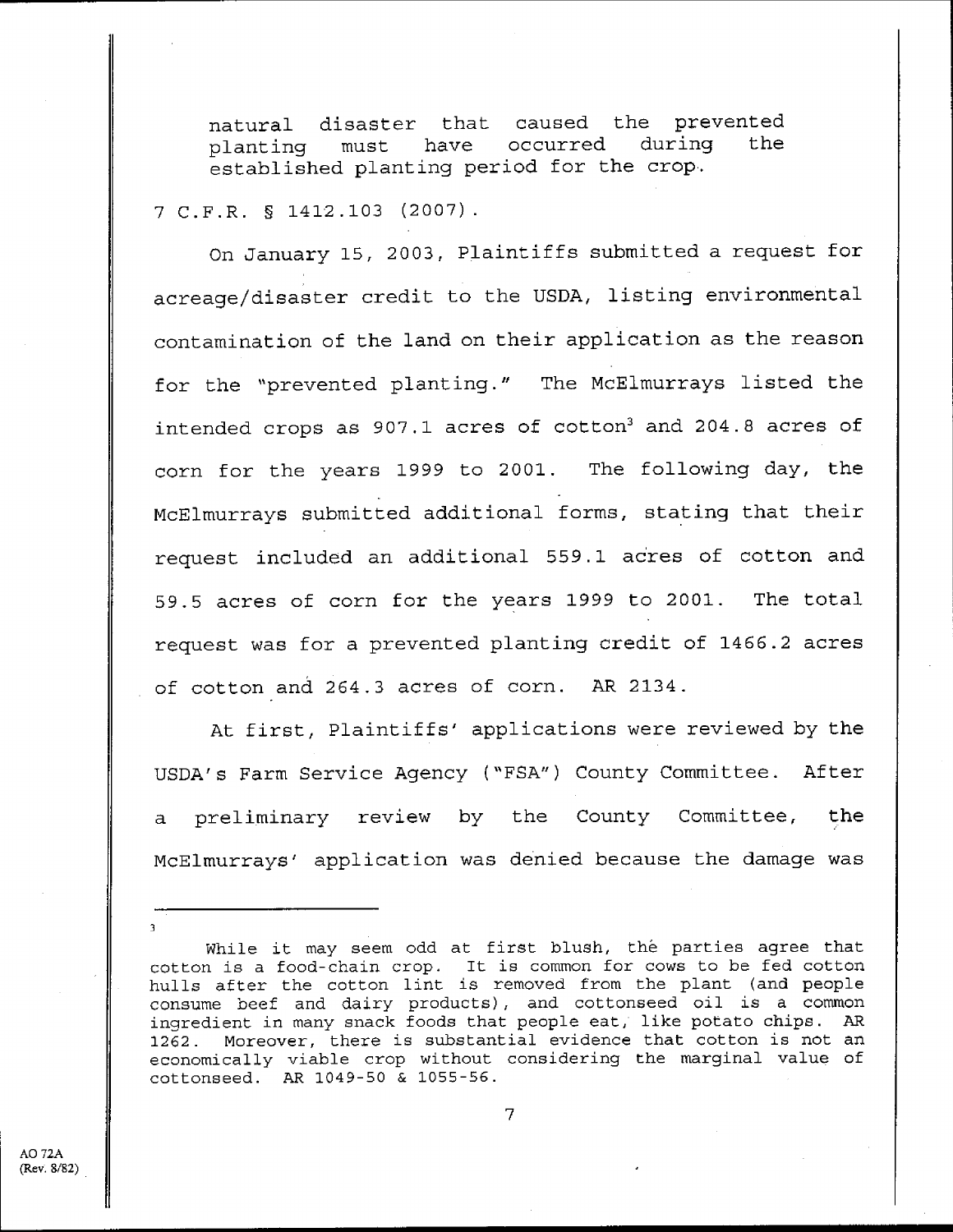> natural disaster that caused the prevented planting must have occurred during the established planting period for the crop.

7 C.F.R. § 1412.103 (2007).

On January 15, 2003, Plaintiffs submitted a request for acreage/disaster credit to the USDA, listing environmental contamination of the land on their application as the reason for the "prevented planting." The McElmurrays listed the intended crops as 907.1 acres of cotton[3] and 204.8 acres of corn for the years 1999 to 2001. The following day, the McElmurrays submitted additional forms, stating that their request included an additional 559.1 acres of cotton and 59.5 acres of corn for the years 1999 to 2001. The total request was for a prevented planting credit of 1466.2 acres of cotton and 264.3 acres of corn. AR 2134.

At first, Plaintiffs' applications were reviewed by the USDA's Farm Service Agency ("FSA") County Committee. After a preliminary review by the County Committee, the McElmurrays' application was denied because the damage was

---

[3] While it may seem odd at first blush, the parties agree that cotton is a food-chain crop. It is common for cows to be fed cotton hulls after the cotton lint is removed from the plant (and people consume beef and dairy products), and cottonseed oil is a common ingredient in many snack foods that people eat, like potato chips. AR 1262. Moreover, there is substantial evidence that cotton is not an economically viable crop without considering the marginal value of cottonseed. AR 1049-50 & 1055-56.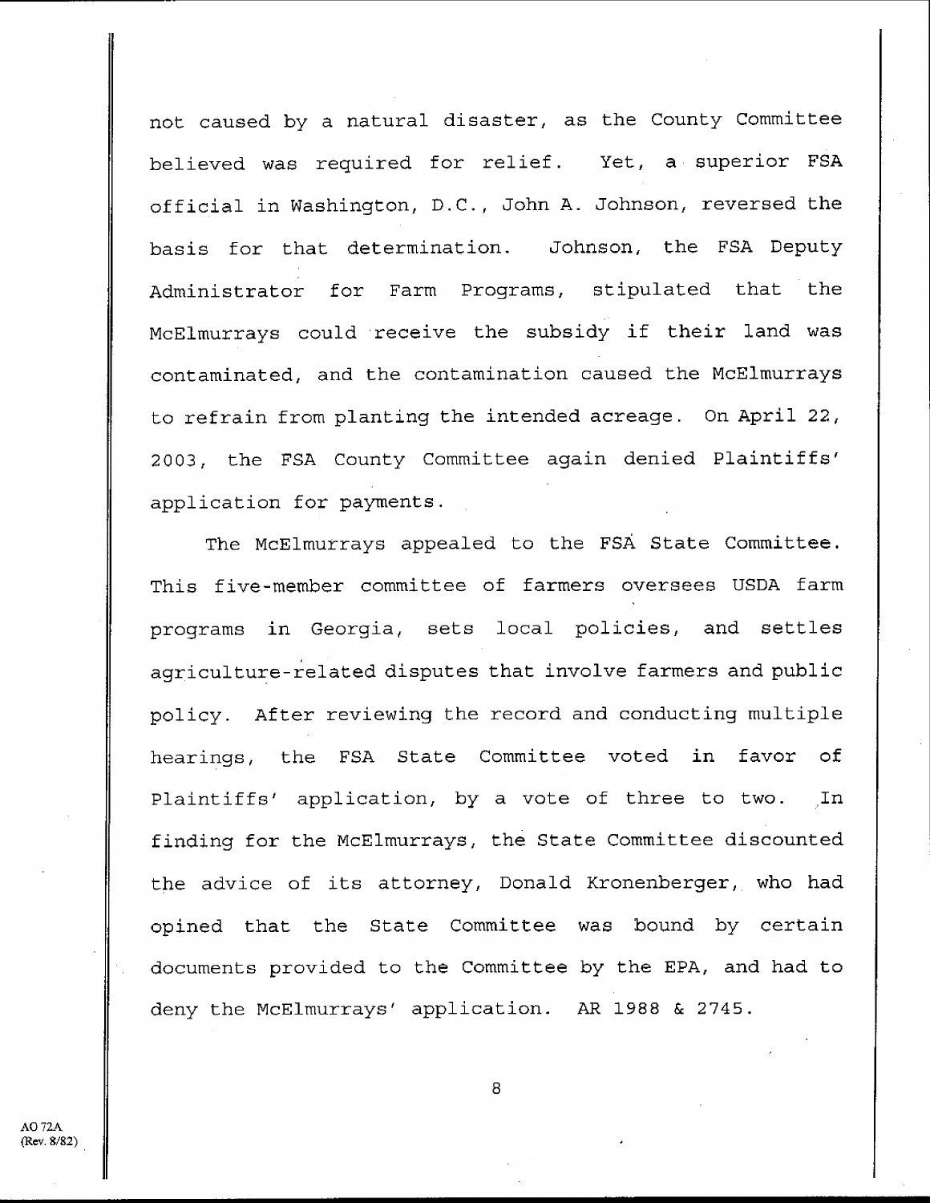not caused by a natural disaster, as the County Committee believed was required for relief. Yet, a superior FSA official in Washington, D.C., John A. Johnson, reversed the basis for that determination. Johnson, the FSA Deputy Administrator for Farm Programs, stipulated that the McElmurrays could receive the subsidy if their land was contaminated, and the contamination caused the McElmurrays to refrain from planting the intended acreage. On April 22, 2003, the FSA County Committee again denied Plaintiffs' application for payments.

The McElmurrays appealed to the FSA State Committee. This five-member committee of farmers oversees USDA farm programs in Georgia, sets local policies, and settles agriculture-related disputes that involve farmers and public policy. After reviewing the record and conducting multiple hearings, the FSA State Committee voted in favor of Plaintiffs' application, by a vote of three to two. In finding for the McElmurrays, the State Committee discounted the advice of its attorney, Donald Kronenberger, who had opined that the State Committee was bound by certain documents provided to the Committee by the EPA, and had to deny the McElmurrays' application. AR 1988 & 2745.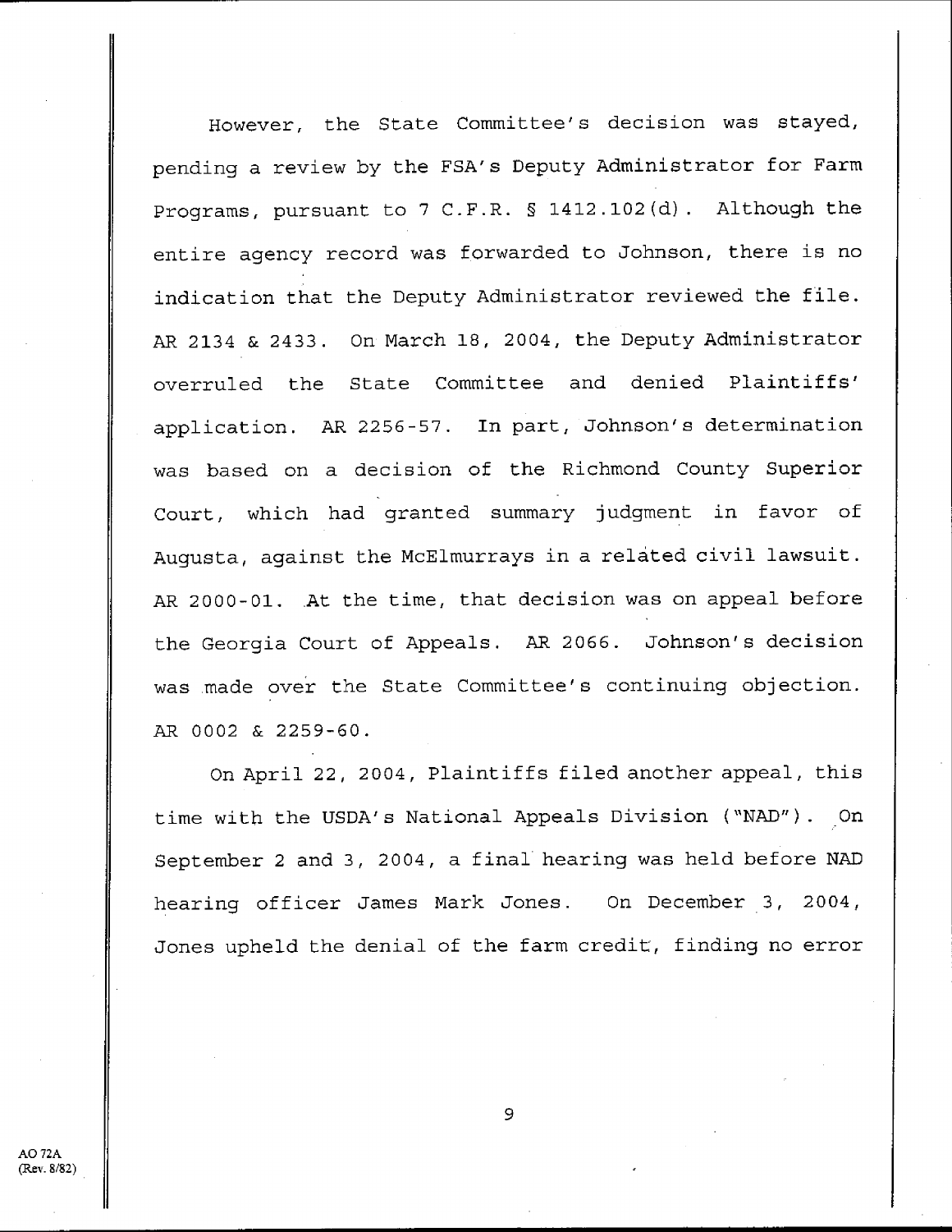However, the State Committee's decision was stayed, pending a review by the FSA's Deputy Administrator for Farm Programs, pursuant to 7 C.F.R. § 1412.102(d). Although the entire agency record was forwarded to Johnson, there is no indication that the Deputy Administrator reviewed the file. AR 2134 & 2433. On March 18, 2004, the Deputy Administrator overruled the State Committee and denied Plaintiffs' application. AR 2256-57. In part, Johnson's determination was based on a decision of the Richmond County Superior Court, which had granted summary judgment in favor of Augusta, against the McElmurrays in a related civil lawsuit. AR 2000-01. At the time, that decision was on appeal before the Georgia Court of Appeals. AR 2066. Johnson's decision was made over the State Committee's continuing objection. AR 0002 & 2259-60.

On April 22, 2004, Plaintiffs filed another appeal, this time with the USDA's National Appeals Division ("NAD"). On September 2 and 3, 2004, a final hearing was held before NAD hearing officer James Mark Jones. On December 3, 2004, Jones upheld the denial of the farm credit, finding no error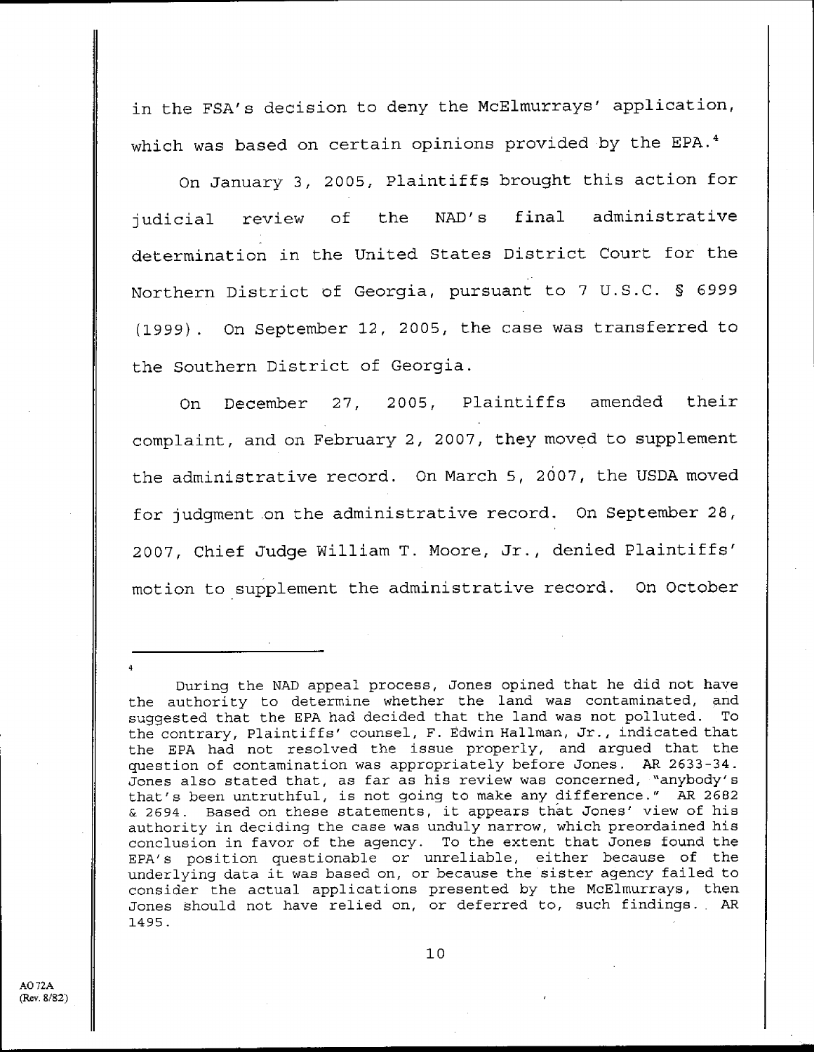in the FSA's decision to deny the McElmurrays' application, which was based on certain opinions provided by the EPA.[4]

On January 3, 2005, Plaintiffs brought this action for judicial review of the NAD's final administrative determination in the United States District Court for the Northern District of Georgia, pursuant to 7 U.S.C. § 6999 (1999). On September 12, 2005, the case was transferred to the Southern District of Georgia.

On December 27, 2005, Plaintiffs amended their complaint, and on February 2, 2007, they moved to supplement the administrative record. On March 5, 2007, the USDA moved for judgment on the administrative record. On September 28, 2007, Chief Judge William T. Moore, Jr., denied Plaintiffs' motion to supplement the administrative record. On October

---

[4] During the NAD appeal process, Jones opined that he did not have the authority to determine whether the land was contaminated, and suggested that the EPA had decided that the land was not polluted. To the contrary, Plaintiffs' counsel, F. Edwin Hallman, Jr., indicated that the EPA had not resolved the issue properly, and argued that the question of contamination was appropriately before Jones. AR 2633-34. Jones also stated that, as far as his review was concerned, "anybody's that's been untruthful, is not going to make any difference." AR 2682 & 2694. Based on these statements, it appears that Jones' view of his authority in deciding the case was unduly narrow, which preordained his conclusion in favor of the agency. To the extent that Jones found the EPA's position questionable or unreliable, either because of the underlying data it was based on, or because the sister agency failed to consider the actual applications presented by the McElmurrays, then Jones should not have relied on, or deferred to, such findings. AR 1495.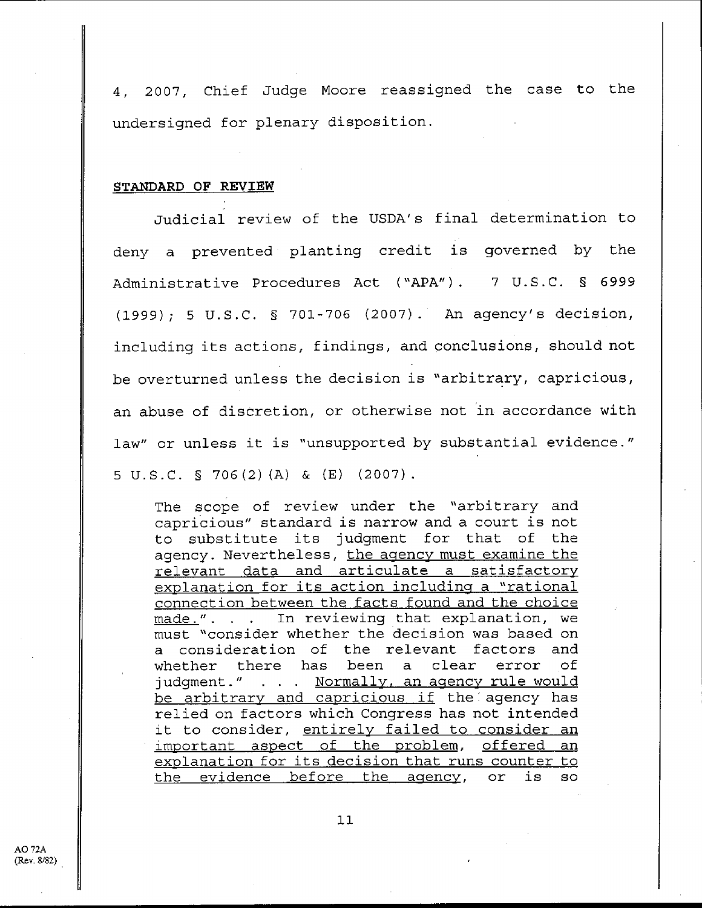4, 2007, Chief Judge Moore reassigned the case to the undersigned for plenary disposition.

**STANDARD OF REVIEW**

Judicial review of the USDA's final determination to deny a prevented planting credit is governed by the Administrative Procedures Act ("APA"). 7 U.S.C. § 6999 (1999); 5 U.S.C. § 701-706 (2007). An agency's decision, including its actions, findings, and conclusions, should not be overturned unless the decision is "arbitrary, capricious, an abuse of discretion, or otherwise not in accordance with law" or unless it is "unsupported by substantial evidence." 5 U.S.C. § 706(2)(A) & (E) (2007).

> The scope of review under the "arbitrary and capricious" standard is narrow and a court is not to substitute its judgment for that of the agency. Nevertheless, <u>the agency must examine the relevant data and articulate a satisfactory explanation for its action including a "rational connection between the facts found and the choice made."</u> . . . In reviewing that explanation, we must "consider whether the decision was based on a consideration of the relevant factors and whether there has been a clear error of judgment." . . . <u>Normally, an agency rule would be arbitrary and capricious if</u> the agency has relied on factors which Congress has not intended it to consider, <u>entirely failed to consider an important aspect of the problem</u>, <u>offered an explanation for its decision that runs counter to the evidence before the agency</u>, or is so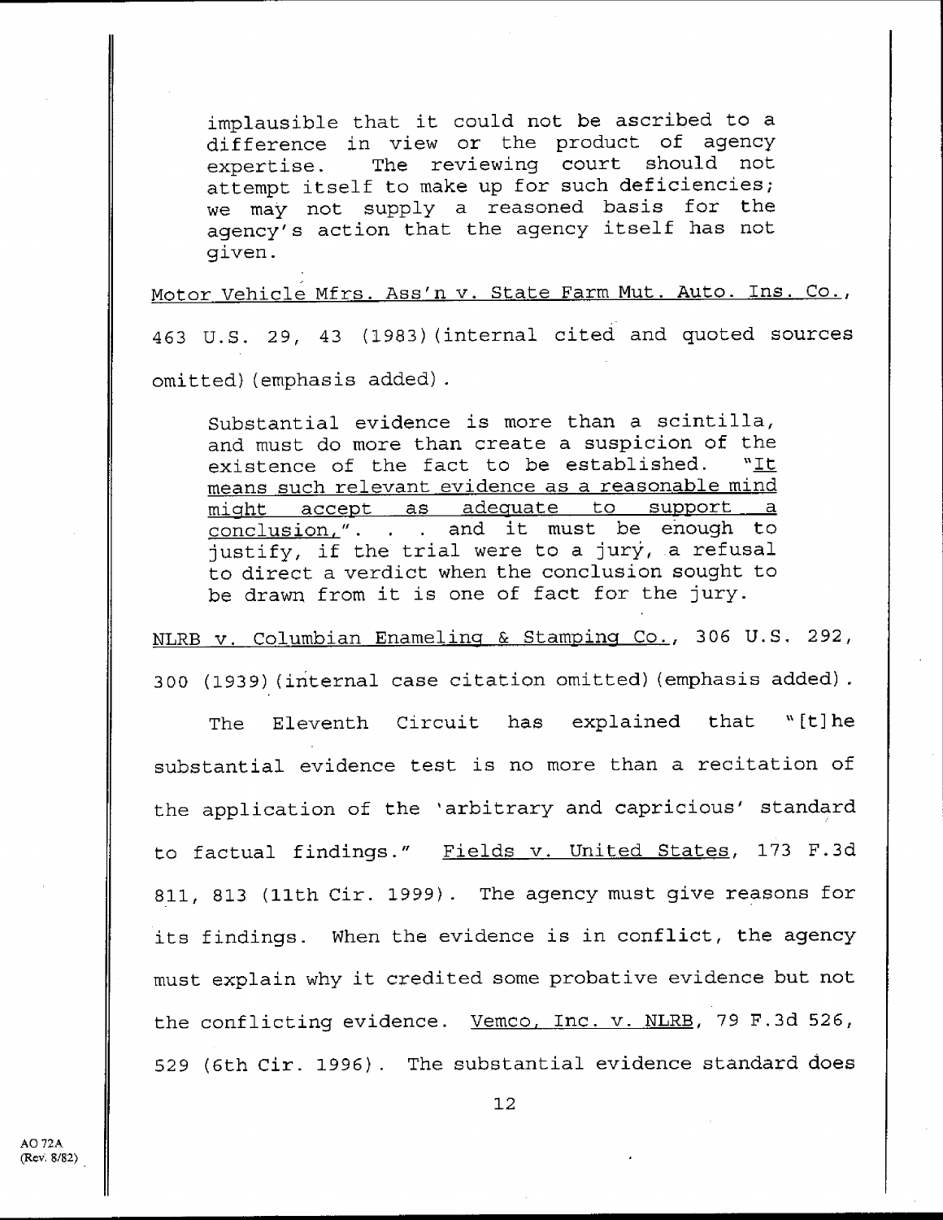> implausible that it could not be ascribed to a difference in view or the product of agency expertise. The reviewing court should not attempt itself to make up for such deficiencies; we may not supply a reasoned basis for the agency's action that the agency itself has not given.

Motor Vehicle Mfrs. Ass'n v. State Farm Mut. Auto. Ins. Co., 463 U.S. 29, 43 (1983)(internal cited and quoted sources omitted)(emphasis added).

> Substantial evidence is more than a scintilla, and must do more than create a suspicion of the existence of the fact to be established. "It means such relevant evidence as a reasonable mind might accept as adequate to support a conclusion,". . . and it must be enough to justify, if the trial were to a jury, a refusal to direct a verdict when the conclusion sought to be drawn from it is one of fact for the jury.

NLRB v. Columbian Enameling & Stamping Co., 306 U.S. 292, 300 (1939)(internal case citation omitted)(emphasis added).

The Eleventh Circuit has explained that "[t]he substantial evidence test is no more than a recitation of the application of the 'arbitrary and capricious' standard to factual findings." Fields v. United States, 173 F.3d 811, 813 (11th Cir. 1999). The agency must give reasons for its findings. When the evidence is in conflict, the agency must explain why it credited some probative evidence but not the conflicting evidence. Vemco, Inc. v. NLRB, 79 F.3d 526, 529 (6th Cir. 1996). The substantial evidence standard does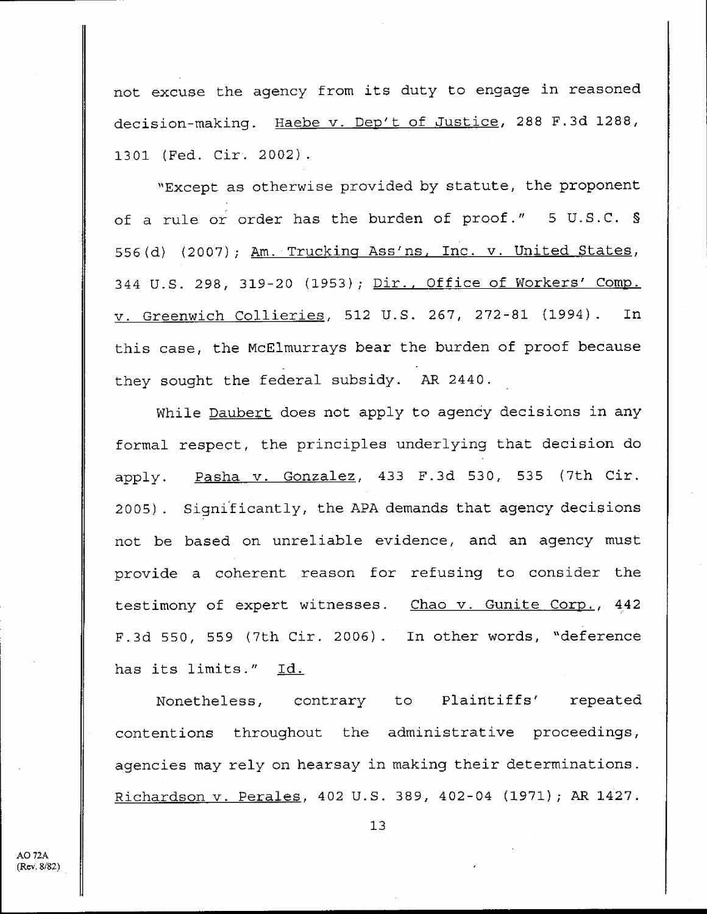not excuse the agency from its duty to engage in reasoned decision-making. Haebe v. Dep't of Justice, 288 F.3d 1288, 1301 (Fed. Cir. 2002).

"Except as otherwise provided by statute, the proponent of a rule or order has the burden of proof." 5 U.S.C. § 556(d) (2007); Am. Trucking Ass'ns, Inc. v. United States, 344 U.S. 298, 319-20 (1953); Dir., Office of Workers' Comp. v. Greenwich Collieries, 512 U.S. 267, 272-81 (1994). In this case, the McElmurrays bear the burden of proof because they sought the federal subsidy. AR 2440.

While Daubert does not apply to agency decisions in any formal respect, the principles underlying that decision do apply. Pasha v. Gonzalez, 433 F.3d 530, 535 (7th Cir. 2005). Significantly, the APA demands that agency decisions not be based on unreliable evidence, and an agency must provide a coherent reason for refusing to consider the testimony of expert witnesses. Chao v. Gunite Corp., 442 F.3d 550, 559 (7th Cir. 2006). In other words, "deference has its limits." Id.

Nonetheless, contrary to Plaintiffs' repeated contentions throughout the administrative proceedings, agencies may rely on hearsay in making their determinations. Richardson v. Perales, 402 U.S. 389, 402-04 (1971); AR 1427.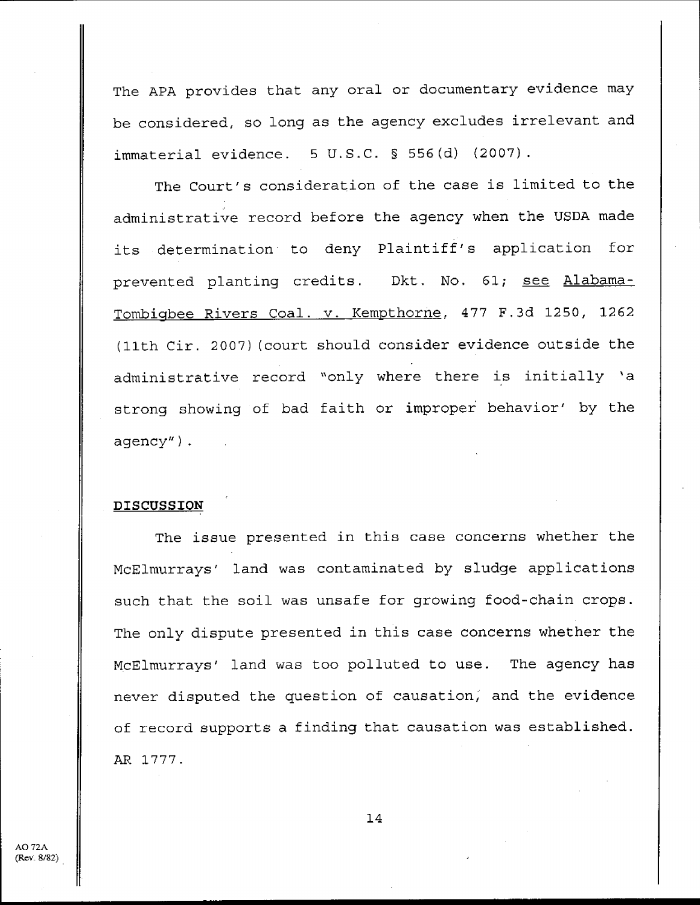The APA provides that any oral or documentary evidence may be considered, so long as the agency excludes irrelevant and immaterial evidence. 5 U.S.C. § 556(d) (2007).

The Court's consideration of the case is limited to the administrative record before the agency when the USDA made its determination to deny Plaintiff's application for prevented planting credits. Dkt. No. 61; see Alabama-Tombigbee Rivers Coal. v. Kempthorne, 477 F.3d 1250, 1262 (11th Cir. 2007)(court should consider evidence outside the administrative record "only where there is initially 'a strong showing of bad faith or improper behavior' by the agency").

**DISCUSSION**

The issue presented in this case concerns whether the McElmurrays' land was contaminated by sludge applications such that the soil was unsafe for growing food-chain crops. The only dispute presented in this case concerns whether the McElmurrays' land was too polluted to use. The agency has never disputed the question of causation, and the evidence of record supports a finding that causation was established. AR 1777.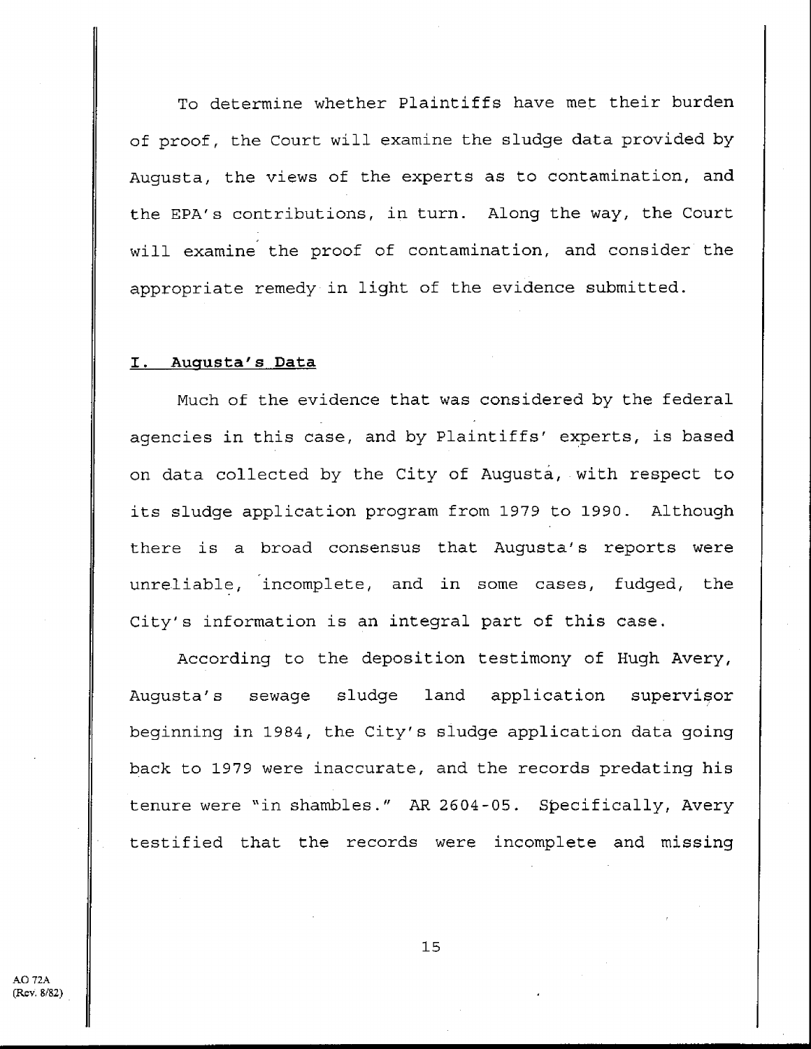To determine whether Plaintiffs have met their burden of proof, the Court will examine the sludge data provided by Augusta, the views of the experts as to contamination, and the EPA's contributions, in turn. Along the way, the Court will examine the proof of contamination, and consider the appropriate remedy in light of the evidence submitted.

## I. Augusta's Data

Much of the evidence that was considered by the federal agencies in this case, and by Plaintiffs' experts, is based on data collected by the City of Augusta, with respect to its sludge application program from 1979 to 1990. Although there is a broad consensus that Augusta's reports were unreliable, incomplete, and in some cases, fudged, the City's information is an integral part of this case.

According to the deposition testimony of Hugh Avery, Augusta's sewage sludge land application supervisor beginning in 1984, the City's sludge application data going back to 1979 were inaccurate, and the records predating his tenure were "in shambles." AR 2604-05. Specifically, Avery testified that the records were incomplete and missing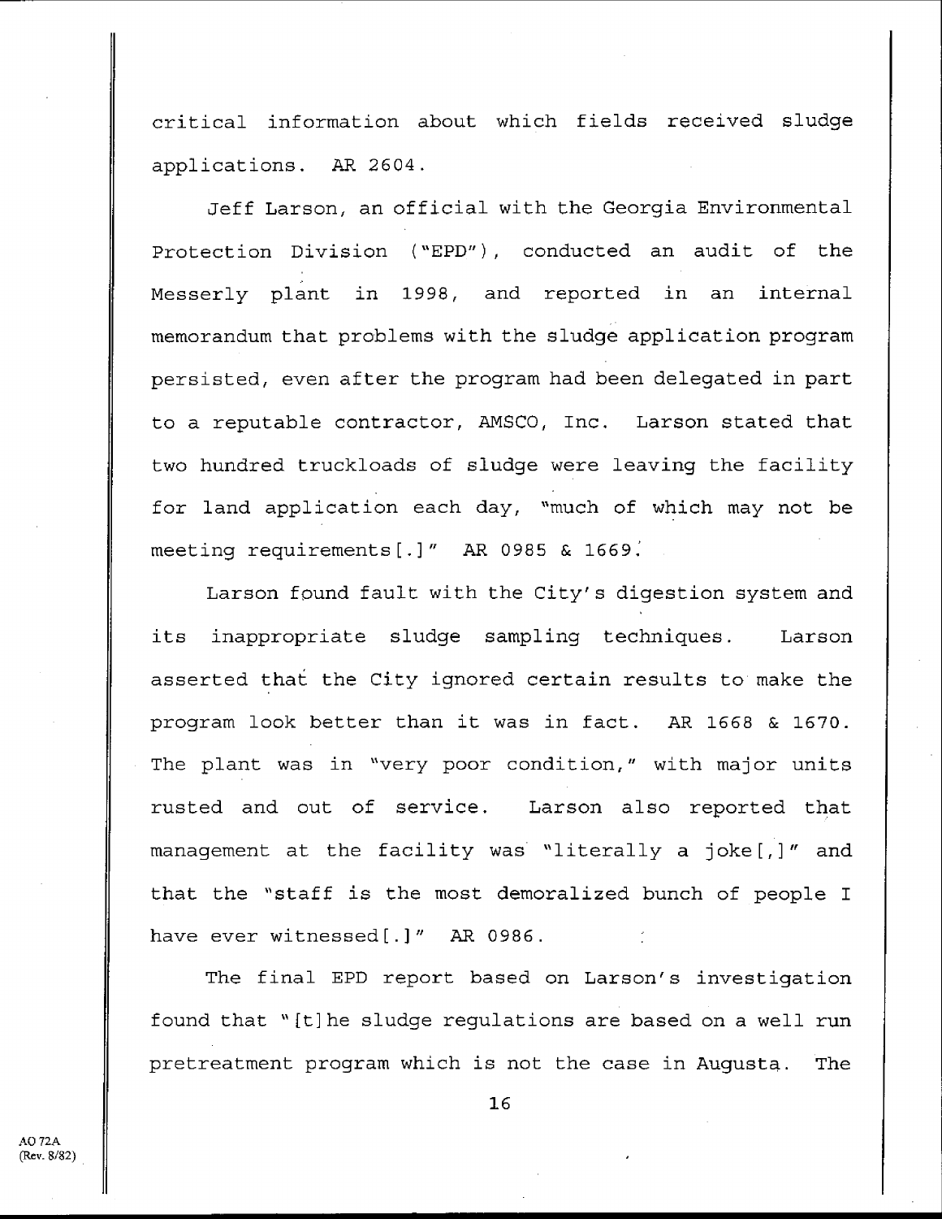critical information about which fields received sludge applications. AR 2604.

Jeff Larson, an official with the Georgia Environmental Protection Division ("EPD"), conducted an audit of the Messerly plant in 1998, and reported in an internal memorandum that problems with the sludge application program persisted, even after the program had been delegated in part to a reputable contractor, AMSCO, Inc. Larson stated that two hundred truckloads of sludge were leaving the facility for land application each day, "much of which may not be meeting requirements[.]" AR 0985 & 1669.

Larson found fault with the City's digestion system and its inappropriate sludge sampling techniques. Larson asserted that the City ignored certain results to make the program look better than it was in fact. AR 1668 & 1670. The plant was in "very poor condition," with major units rusted and out of service. Larson also reported that management at the facility was "literally a joke[,]" and that the "staff is the most demoralized bunch of people I have ever witnessed[.]" AR 0986.

The final EPD report based on Larson's investigation found that "[t]he sludge regulations are based on a well run pretreatment program which is not the case in Augusta. The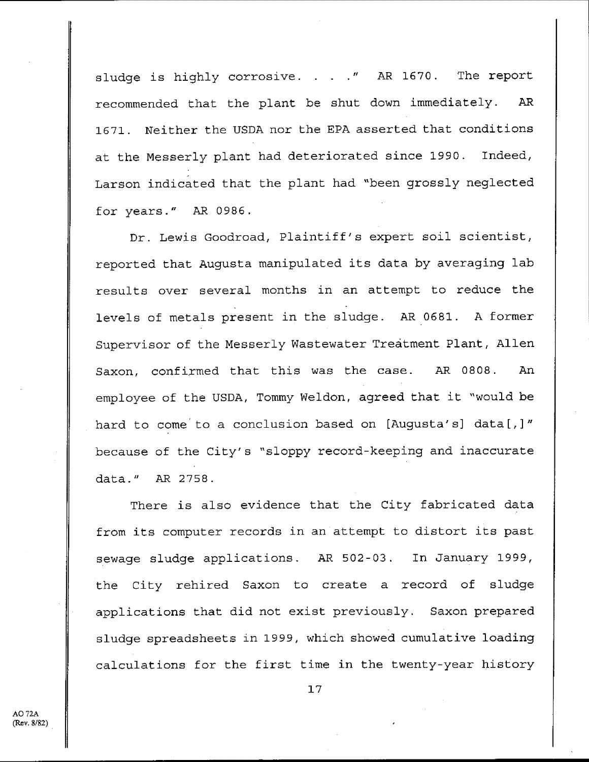sludge is highly corrosive. . . ." AR 1670. The report recommended that the plant be shut down immediately. AR 1671. Neither the USDA nor the EPA asserted that conditions at the Messerly plant had deteriorated since 1990. Indeed, Larson indicated that the plant had "been grossly neglected for years." AR 0986.

Dr. Lewis Goodroad, Plaintiff's expert soil scientist, reported that Augusta manipulated its data by averaging lab results over several months in an attempt to reduce the levels of metals present in the sludge. AR 0681. A former Supervisor of the Messerly Wastewater Treatment Plant, Allen Saxon, confirmed that this was the case. AR 0808. An employee of the USDA, Tommy Weldon, agreed that it "would be hard to come to a conclusion based on [Augusta's] data[,]" because of the City's "sloppy record-keeping and inaccurate data." AR 2758.

There is also evidence that the City fabricated data from its computer records in an attempt to distort its past sewage sludge applications. AR 502-03. In January 1999, the City rehired Saxon to create a record of sludge applications that did not exist previously. Saxon prepared sludge spreadsheets in 1999, which showed cumulative loading calculations for the first time in the twenty-year history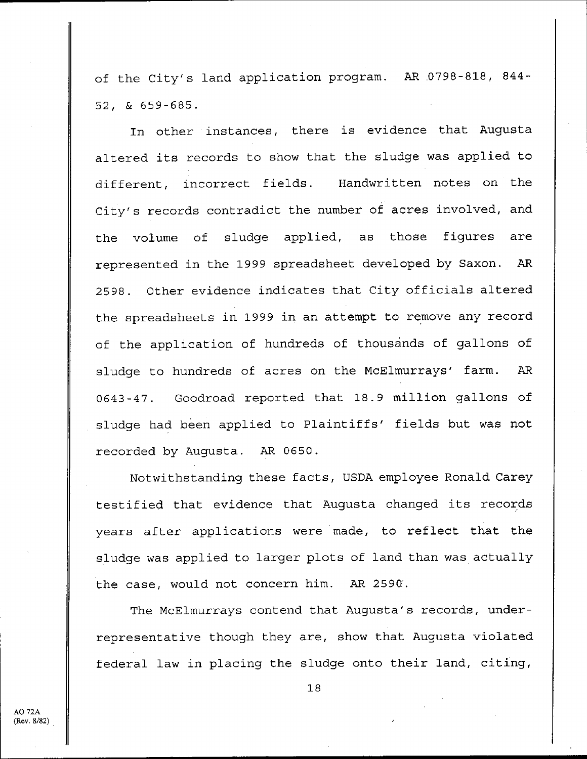of the City's land application program. AR 0798-818, 844-52, & 659-685.

In other instances, there is evidence that Augusta altered its records to show that the sludge was applied to different, incorrect fields. Handwritten notes on the City's records contradict the number of acres involved, and the volume of sludge applied, as those figures are represented in the 1999 spreadsheet developed by Saxon. AR 2598. Other evidence indicates that City officials altered the spreadsheets in 1999 in an attempt to remove any record of the application of hundreds of thousands of gallons of sludge to hundreds of acres on the McElmurrays' farm. AR 0643-47. Goodroad reported that 18.9 million gallons of sludge had been applied to Plaintiffs' fields but was not recorded by Augusta. AR 0650.

Notwithstanding these facts, USDA employee Ronald Carey testified that evidence that Augusta changed its records years after applications were made, to reflect that the sludge was applied to larger plots of land than was actually the case, would not concern him. AR 2590.

The McElmurrays contend that Augusta's records, under-representative though they are, show that Augusta violated federal law in placing the sludge onto their land, citing,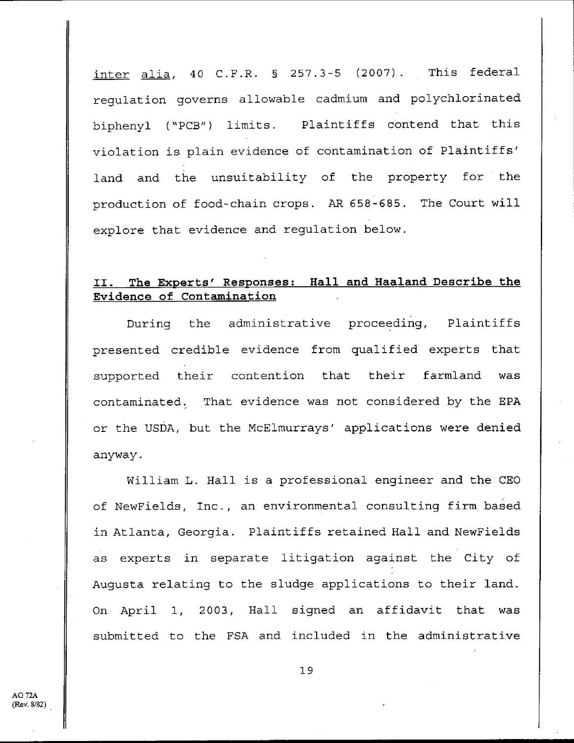*inter alia*, 40 C.F.R. § 257.3-5 (2007). This federal regulation governs allowable cadmium and polychlorinated biphenyl ("PCB") limits. Plaintiffs contend that this violation is plain evidence of contamination of Plaintiffs' land and the unsuitability of the property for the production of food-chain crops. AR 658-685. The Court will explore that evidence and regulation below.

## II. The Experts' Responses: Hall and Haaland Describe the Evidence of Contamination

During the administrative proceeding, Plaintiffs presented credible evidence from qualified experts that supported their contention that their farmland was contaminated. That evidence was not considered by the EPA or the USDA, but the McElmurrays' applications were denied anyway.

William L. Hall is a professional engineer and the CEO of NewFields, Inc., an environmental consulting firm based in Atlanta, Georgia. Plaintiffs retained Hall and NewFields as experts in separate litigation against the City of Augusta relating to the sludge applications to their land. On April 1, 2003, Hall signed an affidavit that was submitted to the FSA and included in the administrative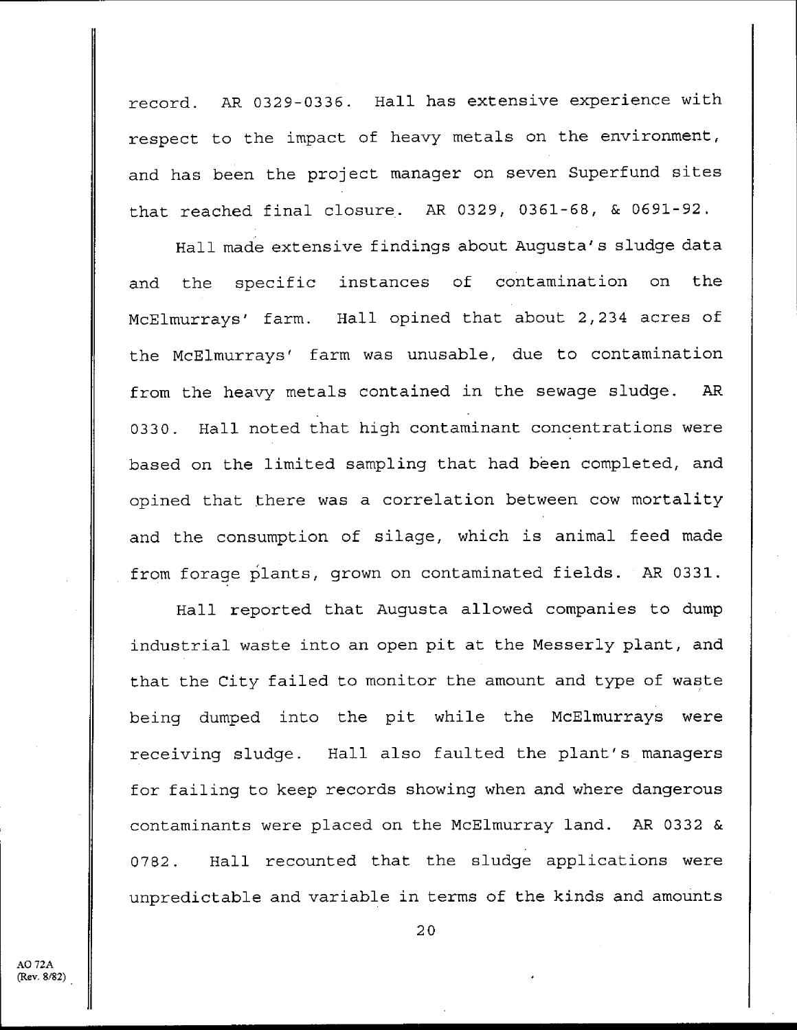record. AR 0329-0336. Hall has extensive experience with respect to the impact of heavy metals on the environment, and has been the project manager on seven Superfund sites that reached final closure. AR 0329, 0361-68, & 0691-92.

Hall made extensive findings about Augusta's sludge data and the specific instances of contamination on the McElmurrays' farm. Hall opined that about 2,234 acres of the McElmurrays' farm was unusable, due to contamination from the heavy metals contained in the sewage sludge. AR 0330. Hall noted that high contaminant concentrations were based on the limited sampling that had been completed, and opined that there was a correlation between cow mortality and the consumption of silage, which is animal feed made from forage plants, grown on contaminated fields. AR 0331.

Hall reported that Augusta allowed companies to dump industrial waste into an open pit at the Messerly plant, and that the City failed to monitor the amount and type of waste being dumped into the pit while the McElmurrays were receiving sludge. Hall also faulted the plant's managers for failing to keep records showing when and where dangerous contaminants were placed on the McElmurray land. AR 0332 & 0782. Hall recounted that the sludge applications were unpredictable and variable in terms of the kinds and amounts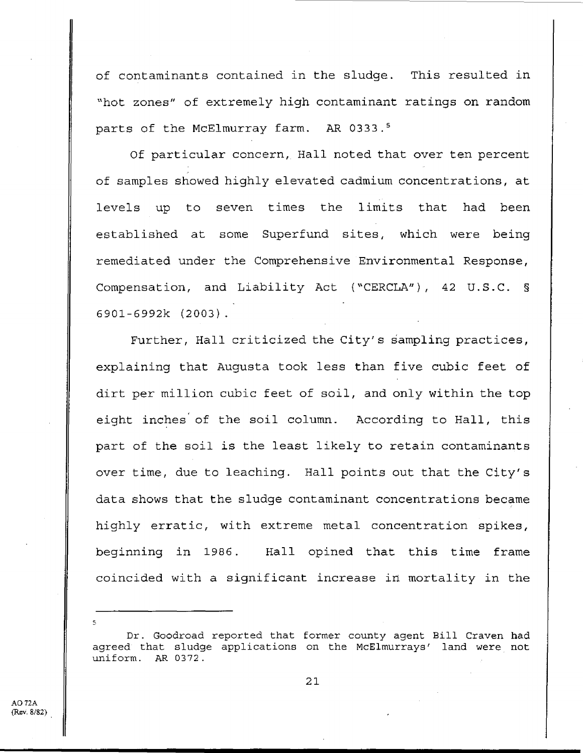of contaminants contained in the sludge. This resulted in "hot zones" of extremely high contaminant ratings on random parts of the McElmurray farm. AR 0333.[5]

Of particular concern, Hall noted that over ten percent of samples showed highly elevated cadmium concentrations, at levels up to seven times the limits that had been established at some Superfund sites, which were being remediated under the Comprehensive Environmental Response, Compensation, and Liability Act ("CERCLA"), 42 U.S.C. § 6901-6992k (2003).

Further, Hall criticized the City's sampling practices, explaining that Augusta took less than five cubic feet of dirt per million cubic feet of soil, and only within the top eight inches of the soil column. According to Hall, this part of the soil is the least likely to retain contaminants over time, due to leaching. Hall points out that the City's data shows that the sludge contaminant concentrations became highly erratic, with extreme metal concentration spikes, beginning in 1986. Hall opined that this time frame coincided with a significant increase in mortality in the

---

[5] Dr. Goodroad reported that former county agent Bill Craven had agreed that sludge applications on the McElmurrays' land were not uniform. AR 0372.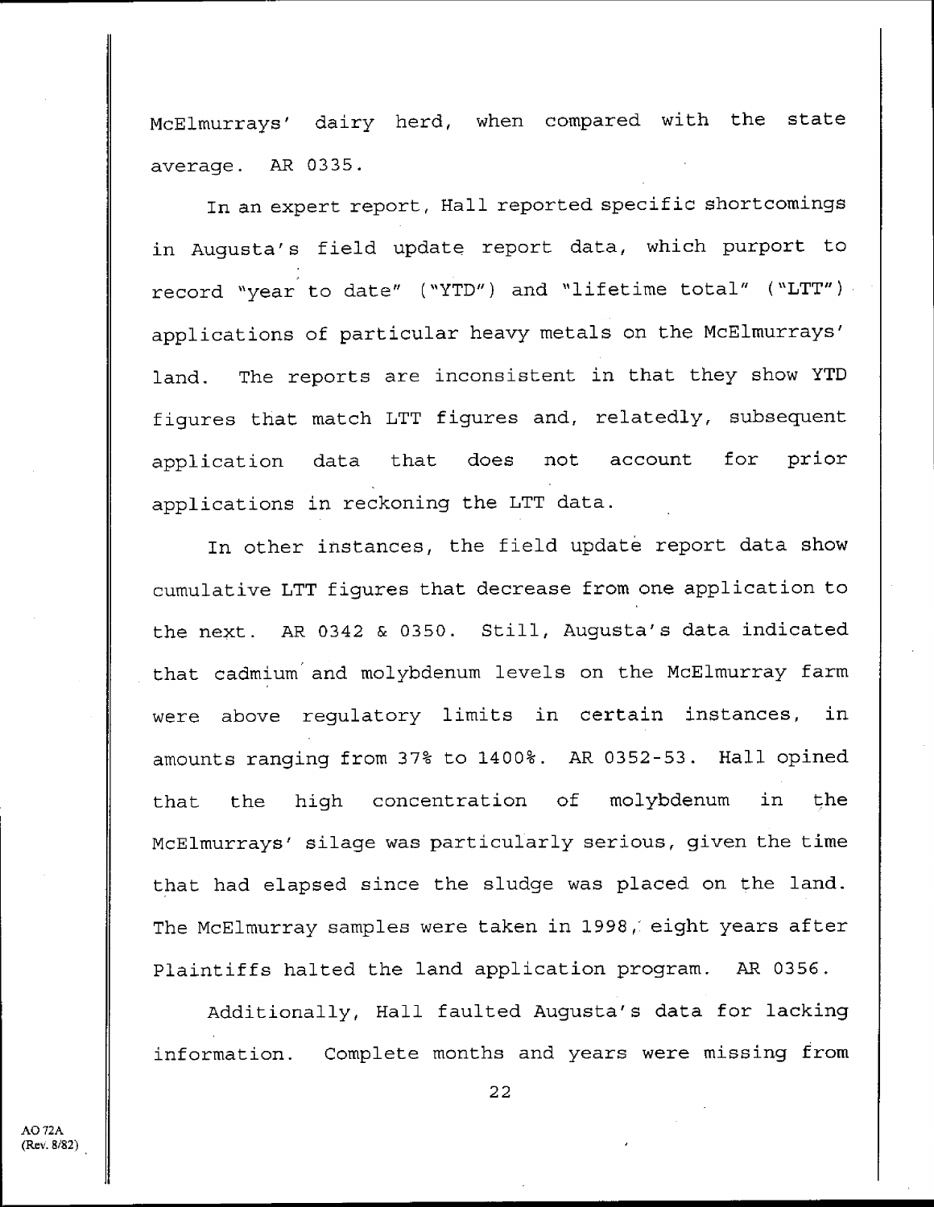McElmurrays' dairy herd, when compared with the state average. AR 0335.

In an expert report, Hall reported specific shortcomings in Augusta's field update report data, which purport to record "year to date" ("YTD") and "lifetime total" ("LTT") applications of particular heavy metals on the McElmurrays' land. The reports are inconsistent in that they show YTD figures that match LTT figures and, relatedly, subsequent application data that does not account for prior applications in reckoning the LTT data.

In other instances, the field update report data show cumulative LTT figures that decrease from one application to the next. AR 0342 & 0350. Still, Augusta's data indicated that cadmium and molybdenum levels on the McElmurray farm were above regulatory limits in certain instances, in amounts ranging from 37% to 1400%. AR 0352-53. Hall opined that the high concentration of molybdenum in the McElmurrays' silage was particularly serious, given the time that had elapsed since the sludge was placed on the land. The McElmurray samples were taken in 1998, eight years after Plaintiffs halted the land application program. AR 0356.

Additionally, Hall faulted Augusta's data for lacking information. Complete months and years were missing from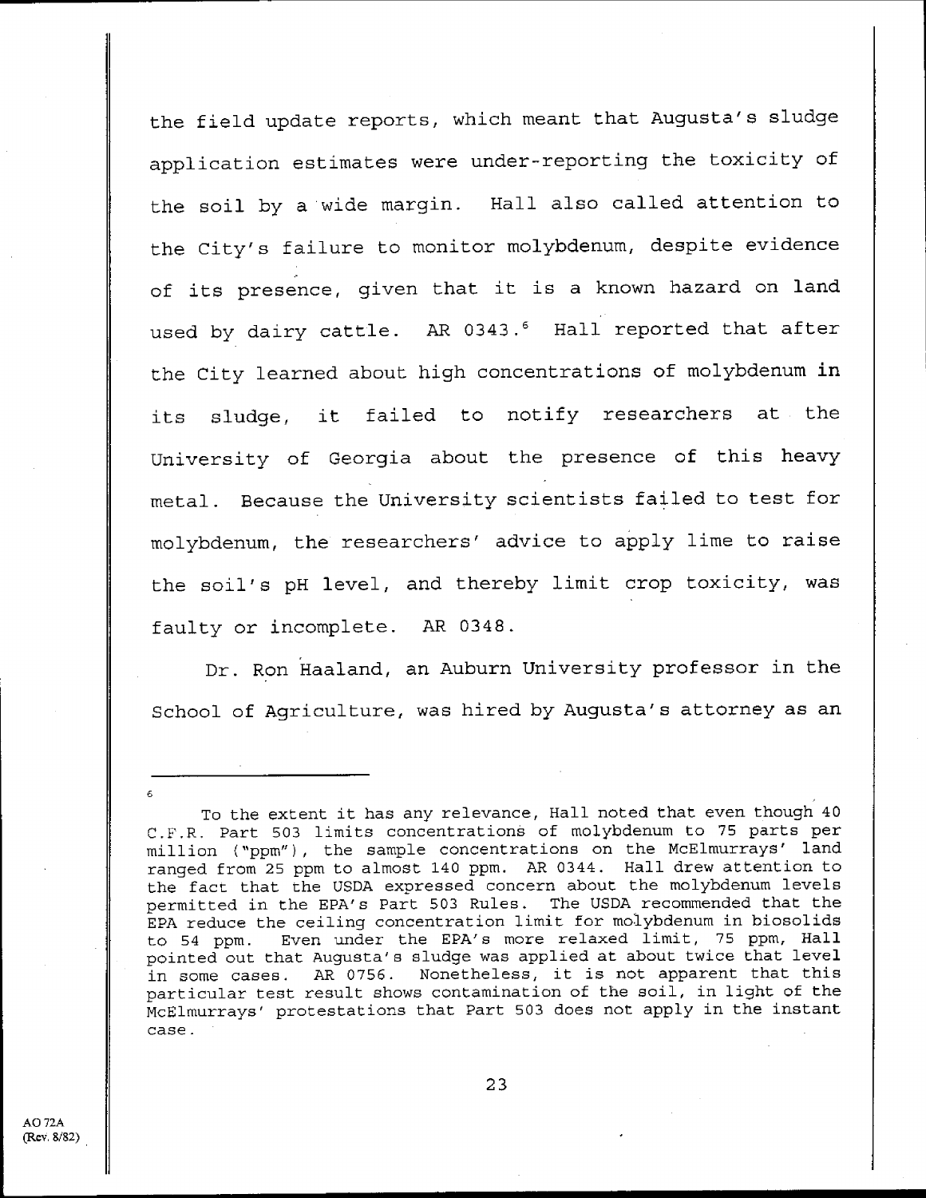the field update reports, which meant that Augusta's sludge application estimates were under-reporting the toxicity of the soil by a wide margin. Hall also called attention to the City's failure to monitor molybdenum, despite evidence of its presence, given that it is a known hazard on land used by dairy cattle. AR 0343.[6] Hall reported that after the City learned about high concentrations of molybdenum in its sludge, it failed to notify researchers at the University of Georgia about the presence of this heavy metal. Because the University scientists failed to test for molybdenum, the researchers' advice to apply lime to raise the soil's pH level, and thereby limit crop toxicity, was faulty or incomplete. AR 0348.

Dr. Ron Haaland, an Auburn University professor in the School of Agriculture, was hired by Augusta's attorney as an

---

[6] To the extent it has any relevance, Hall noted that even though 40 C.F.R. Part 503 limits concentrations of molybdenum to 75 parts per million ("ppm"), the sample concentrations on the McElmurrays' land ranged from 25 ppm to almost 140 ppm. AR 0344. Hall drew attention to the fact that the USDA expressed concern about the molybdenum levels permitted in the EPA's Part 503 Rules. The USDA recommended that the EPA reduce the ceiling concentration limit for molybdenum in biosolids to 54 ppm. Even under the EPA's more relaxed limit, 75 ppm, Hall pointed out that Augusta's sludge was applied at about twice that level in some cases. AR 0756. Nonetheless, it is not apparent that this particular test result shows contamination of the soil, in light of the McElmurrays' protestations that Part 503 does not apply in the instant case.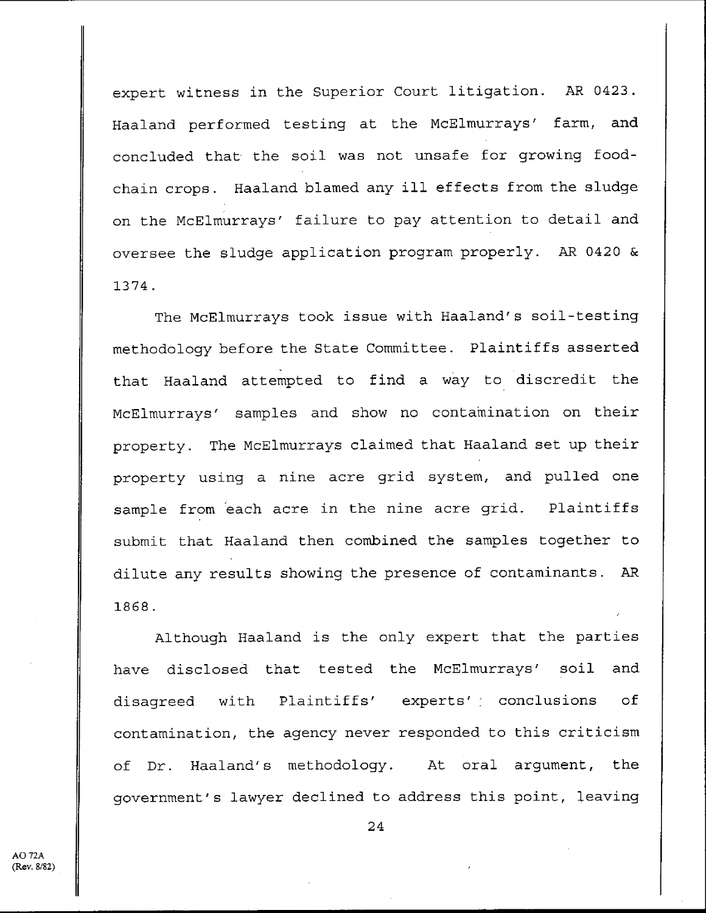expert witness in the Superior Court litigation. AR 0423. Haaland performed testing at the McElmurrays' farm, and concluded that the soil was not unsafe for growing food-chain crops. Haaland blamed any ill effects from the sludge on the McElmurrays' failure to pay attention to detail and oversee the sludge application program properly. AR 0420 & 1374.

The McElmurrays took issue with Haaland's soil-testing methodology before the State Committee. Plaintiffs asserted that Haaland attempted to find a way to discredit the McElmurrays' samples and show no contamination on their property. The McElmurrays claimed that Haaland set up their property using a nine acre grid system, and pulled one sample from each acre in the nine acre grid. Plaintiffs submit that Haaland then combined the samples together to dilute any results showing the presence of contaminants. AR 1868.

Although Haaland is the only expert that the parties have disclosed that tested the McElmurrays' soil and disagreed with Plaintiffs' experts' conclusions of contamination, the agency never responded to this criticism of Dr. Haaland's methodology. At oral argument, the government's lawyer declined to address this point, leaving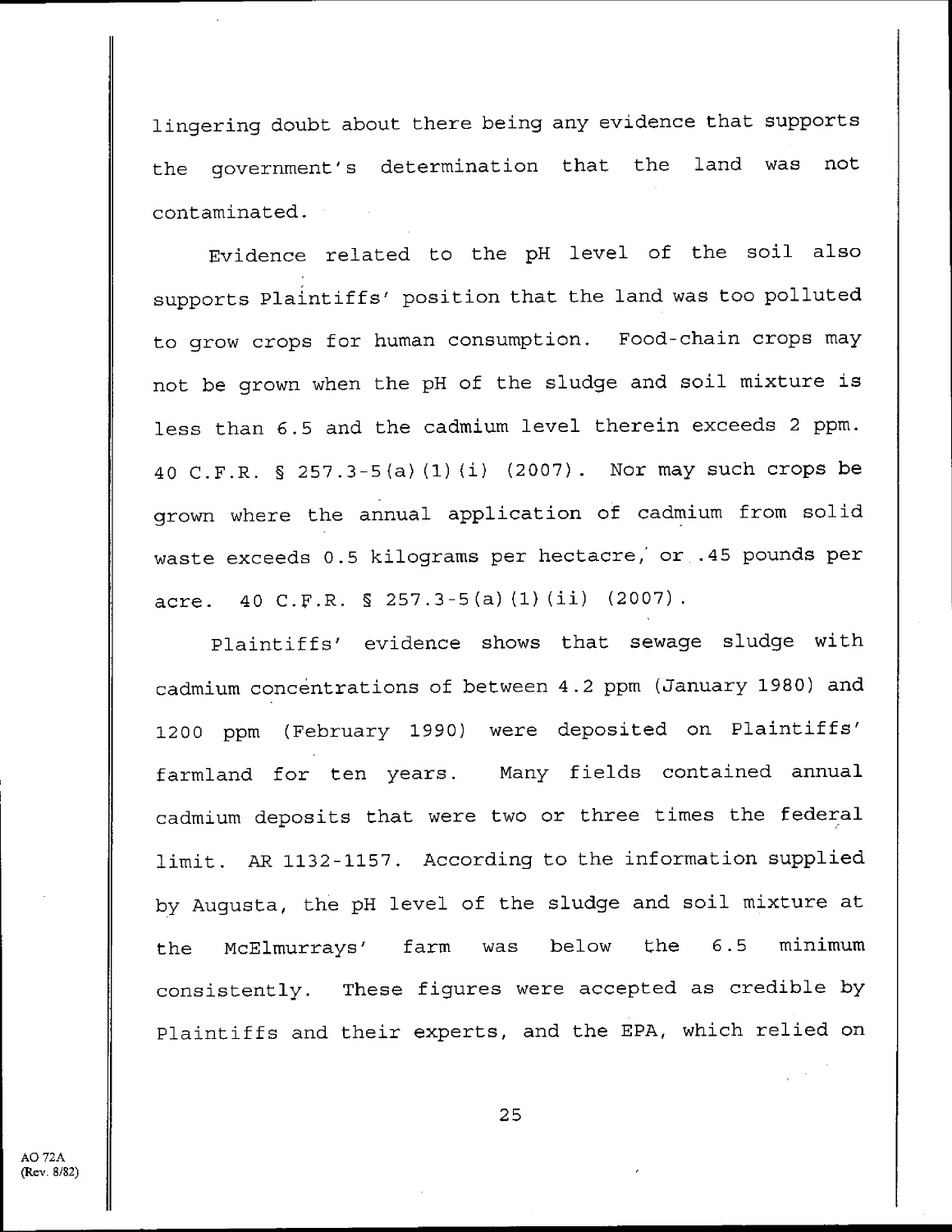lingering doubt about there being any evidence that supports the government's determination that the land was not contaminated.

Evidence related to the pH level of the soil also supports Plaintiffs' position that the land was too polluted to grow crops for human consumption. Food-chain crops may not be grown when the pH of the sludge and soil mixture is less than 6.5 and the cadmium level therein exceeds 2 ppm. 40 C.F.R. § 257.3-5(a)(1)(i) (2007). Nor may such crops be grown where the annual application of cadmium from solid waste exceeds 0.5 kilograms per hectacre, or .45 pounds per acre. 40 C.F.R. § 257.3-5(a)(1)(ii) (2007).

Plaintiffs' evidence shows that sewage sludge with cadmium concentrations of between 4.2 ppm (January 1980) and 1200 ppm (February 1990) were deposited on Plaintiffs' farmland for ten years. Many fields contained annual cadmium deposits that were two or three times the federal limit. AR 1132-1157. According to the information supplied by Augusta, the pH level of the sludge and soil mixture at the McElmurrays' farm was below the 6.5 minimum consistently. These figures were accepted as credible by Plaintiffs and their experts, and the EPA, which relied on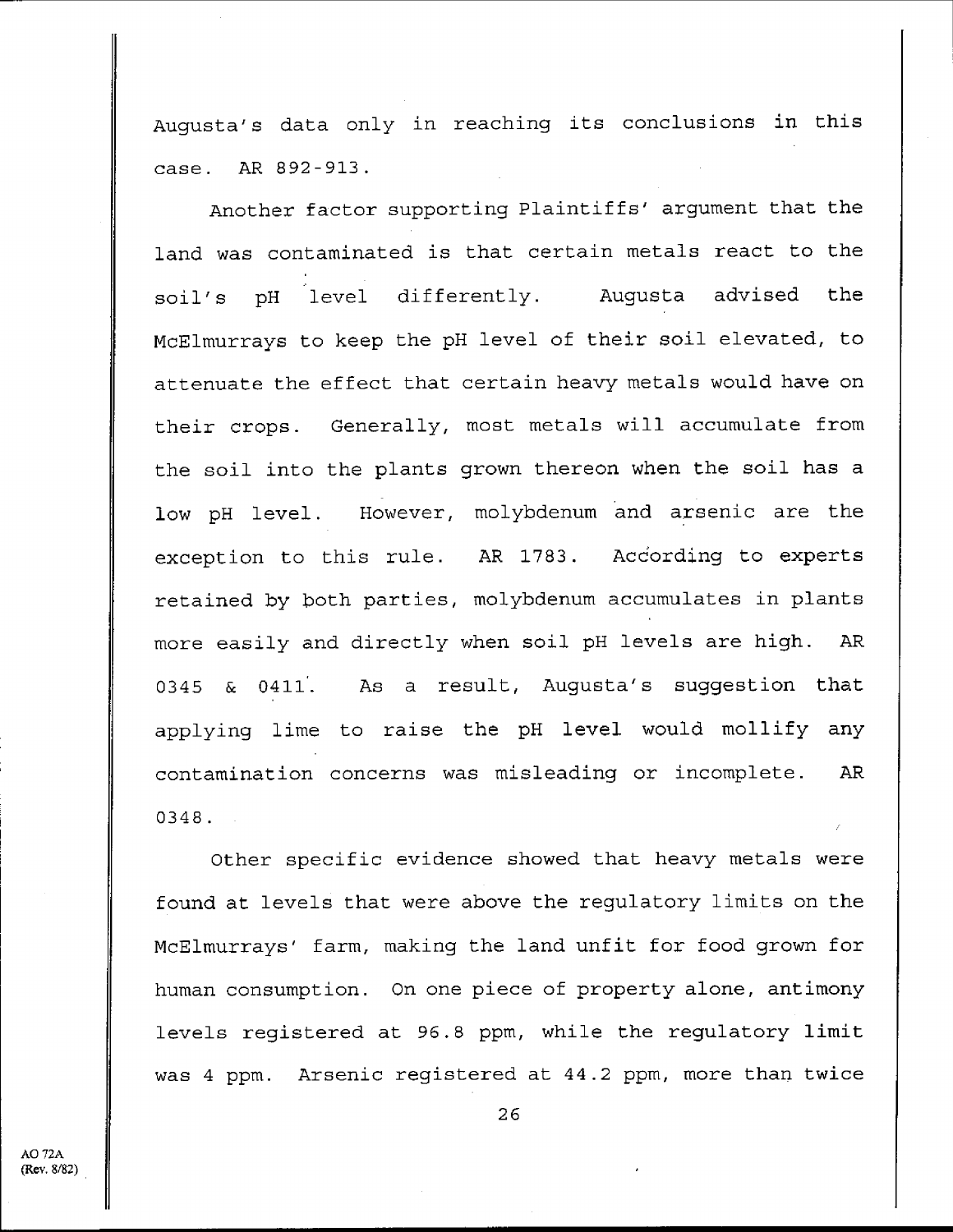Augusta's data only in reaching its conclusions in this case. AR 892-913.

Another factor supporting Plaintiffs' argument that the land was contaminated is that certain metals react to the soil's pH level differently. Augusta advised the McElmurrays to keep the pH level of their soil elevated, to attenuate the effect that certain heavy metals would have on their crops. Generally, most metals will accumulate from the soil into the plants grown thereon when the soil has a low pH level. However, molybdenum and arsenic are the exception to this rule. AR 1783. According to experts retained by both parties, molybdenum accumulates in plants more easily and directly when soil pH levels are high. AR 0345 & 0411. As a result, Augusta's suggestion that applying lime to raise the pH level would mollify any contamination concerns was misleading or incomplete. AR 0348.

Other specific evidence showed that heavy metals were found at levels that were above the regulatory limits on the McElmurrays' farm, making the land unfit for food grown for human consumption. On one piece of property alone, antimony levels registered at 96.8 ppm, while the regulatory limit was 4 ppm. Arsenic registered at 44.2 ppm, more than twice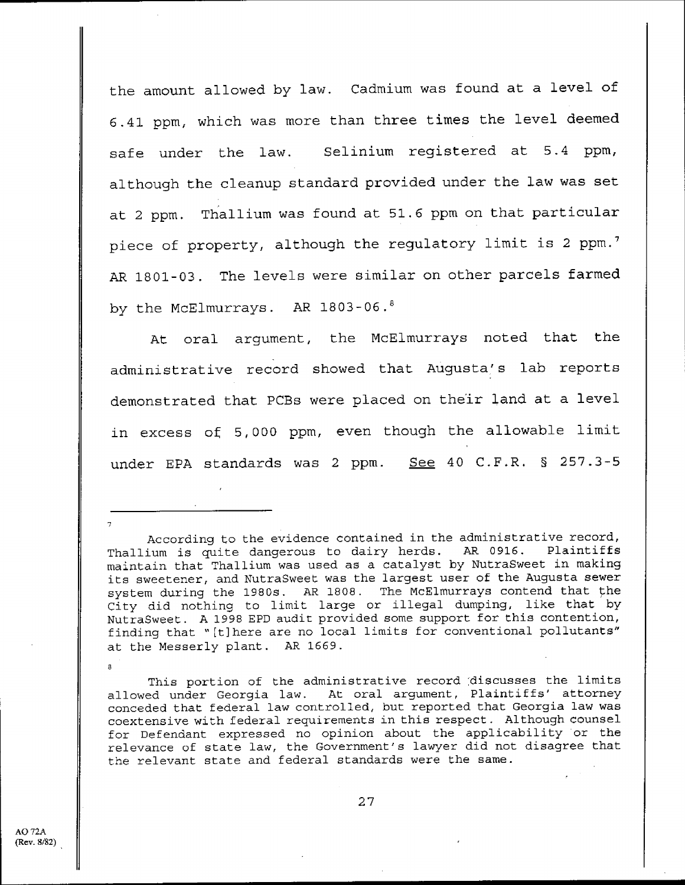the amount allowed by law. Cadmium was found at a level of 6.41 ppm, which was more than three times the level deemed safe under the law. Selinium registered at 5.4 ppm, although the cleanup standard provided under the law was set at 2 ppm. Thallium was found at 51.6 ppm on that particular piece of property, although the regulatory limit is 2 ppm.[7] AR 1801-03. The levels were similar on other parcels farmed by the McElmurrays. AR 1803-06.[8]

At oral argument, the McElmurrays noted that the administrative record showed that Augusta's lab reports demonstrated that PCBs were placed on their land at a level in excess of 5,000 ppm, even though the allowable limit under EPA standards was 2 ppm. See 40 C.F.R. § 257.3-5

---

[7] According to the evidence contained in the administrative record, Thallium is quite dangerous to dairy herds. AR 0916. Plaintiffs maintain that Thallium was used as a catalyst by NutraSweet in making its sweetener, and NutraSweet was the largest user of the Augusta sewer system during the 1980s. AR 1808. The McElmurrays contend that the City did nothing to limit large or illegal dumping, like that by NutraSweet. A 1998 EPD audit provided some support for this contention, finding that "[t]here are no local limits for conventional pollutants" at the Messerly plant. AR 1669.

[8] This portion of the administrative record discusses the limits allowed under Georgia law. At oral argument, Plaintiffs' attorney conceded that federal law controlled, but reported that Georgia law was coextensive with federal requirements in this respect. Although counsel for Defendant expressed no opinion about the applicability or the relevance of state law, the Government's lawyer did not disagree that the relevant state and federal standards were the same.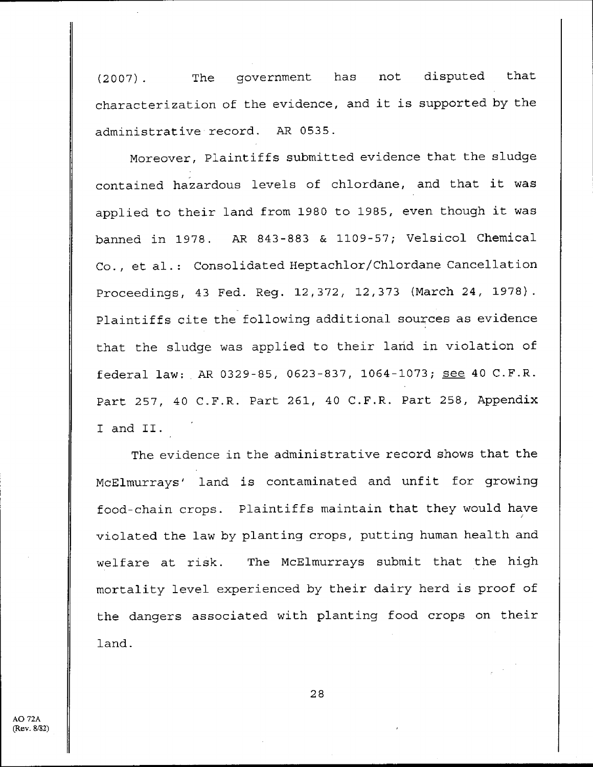(2007). The government has not disputed that characterization of the evidence, and it is supported by the administrative record. AR 0535.

Moreover, Plaintiffs submitted evidence that the sludge contained hazardous levels of chlordane, and that it was applied to their land from 1980 to 1985, even though it was banned in 1978. AR 843-883 & 1109-57; Velsicol Chemical Co., et al.: Consolidated Heptachlor/Chlordane Cancellation Proceedings, 43 Fed. Reg. 12,372, 12,373 (March 24, 1978). Plaintiffs cite the following additional sources as evidence that the sludge was applied to their land in violation of federal law: AR 0329-85, 0623-837, 1064-1073; see 40 C.F.R. Part 257, 40 C.F.R. Part 261, 40 C.F.R. Part 258, Appendix I and II.

The evidence in the administrative record shows that the McElmurrays' land is contaminated and unfit for growing food-chain crops. Plaintiffs maintain that they would have violated the law by planting crops, putting human health and welfare at risk. The McElmurrays submit that the high mortality level experienced by their dairy herd is proof of the dangers associated with planting food crops on their land.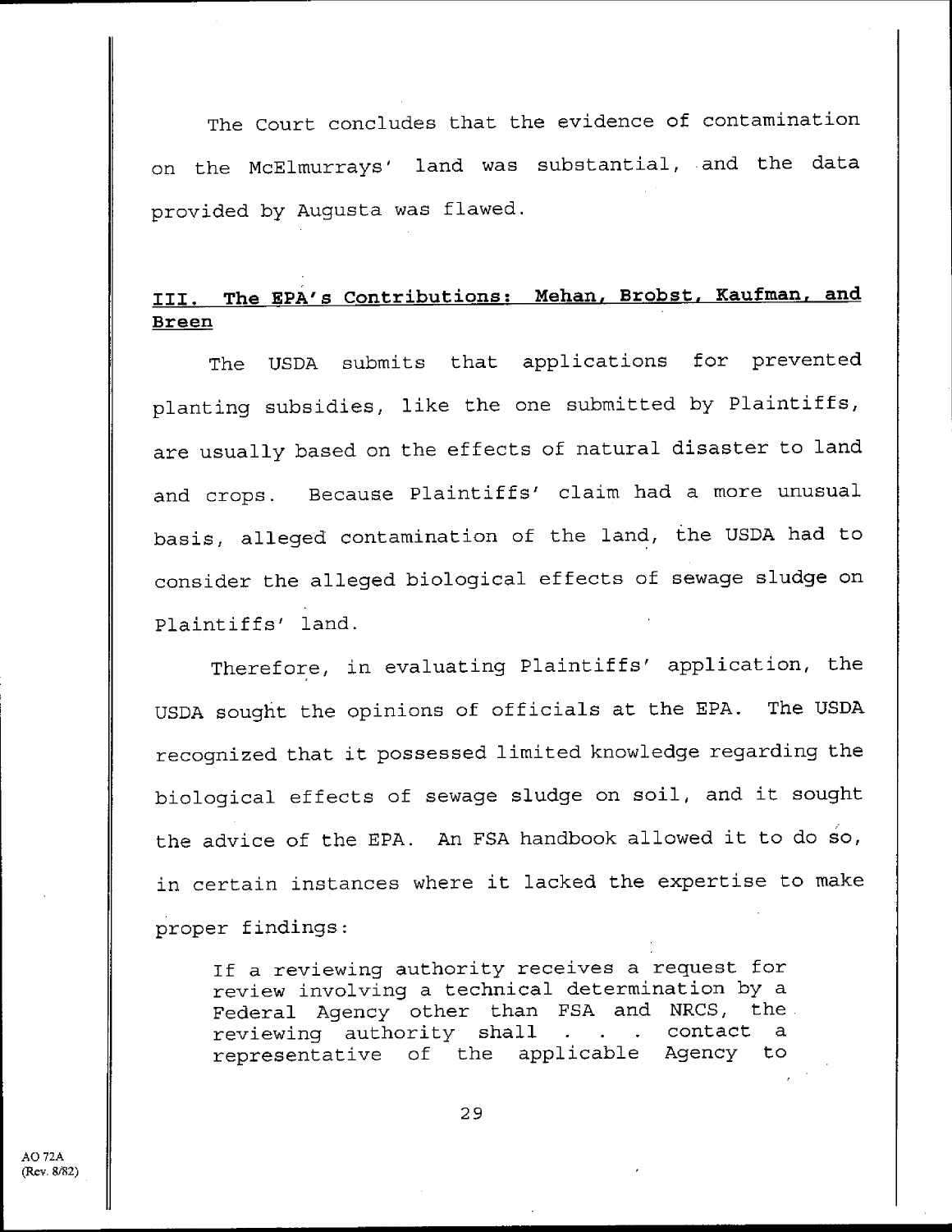The Court concludes that the evidence of contamination on the McElmurrays' land was substantial, and the data provided by Augusta was flawed.

## III. The EPA's Contributions: Mehan, Brobst, Kaufman, and Breen

The USDA submits that applications for prevented planting subsidies, like the one submitted by Plaintiffs, are usually based on the effects of natural disaster to land and crops. Because Plaintiffs' claim had a more unusual basis, alleged contamination of the land, the USDA had to consider the alleged biological effects of sewage sludge on Plaintiffs' land.

Therefore, in evaluating Plaintiffs' application, the USDA sought the opinions of officials at the EPA. The USDA recognized that it possessed limited knowledge regarding the biological effects of sewage sludge on soil, and it sought the advice of the EPA. An FSA handbook allowed it to do so, in certain instances where it lacked the expertise to make proper findings:

> If a reviewing authority receives a request for review involving a technical determination by a Federal Agency other than FSA and NRCS, the reviewing authority shall . . . contact a representative of the applicable Agency to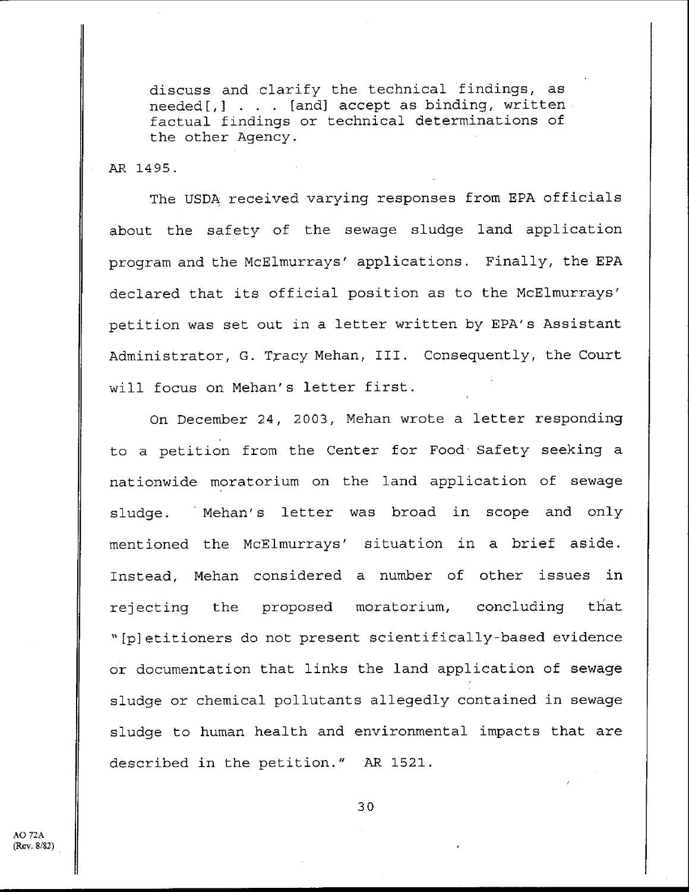> discuss and clarify the technical findings, as needed[,] . . . [and] accept as binding, written factual findings or technical determinations of the other Agency.

AR 1495.

The USDA received varying responses from EPA officials about the safety of the sewage sludge land application program and the McElmurrays' applications. Finally, the EPA declared that its official position as to the McElmurrays' petition was set out in a letter written by EPA's Assistant Administrator, G. Tracy Mehan, III. Consequently, the Court will focus on Mehan's letter first.

On December 24, 2003, Mehan wrote a letter responding to a petition from the Center for Food Safety seeking a nationwide moratorium on the land application of sewage sludge. Mehan's letter was broad in scope and only mentioned the McElmurrays' situation in a brief aside. Instead, Mehan considered a number of other issues in rejecting the proposed moratorium, concluding that "[p]etitioners do not present scientifically-based evidence or documentation that links the land application of sewage sludge or chemical pollutants allegedly contained in sewage sludge to human health and environmental impacts that are described in the petition." AR 1521.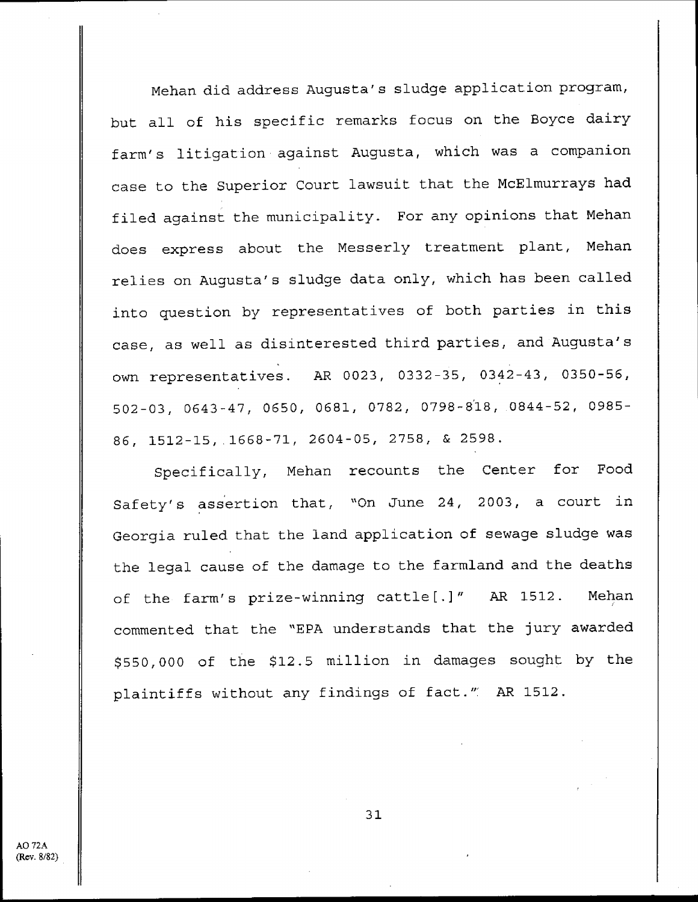Mehan did address Augusta's sludge application program, but all of his specific remarks focus on the Boyce dairy farm's litigation against Augusta, which was a companion case to the Superior Court lawsuit that the McElmurrays had filed against the municipality. For any opinions that Mehan does express about the Messerly treatment plant, Mehan relies on Augusta's sludge data only, which has been called into question by representatives of both parties in this case, as well as disinterested third parties, and Augusta's own representatives. AR 0023, 0332-35, 0342-43, 0350-56, 502-03, 0643-47, 0650, 0681, 0782, 0798-818, 0844-52, 0985-86, 1512-15, 1668-71, 2604-05, 2758, & 2598.

Specifically, Mehan recounts the Center for Food Safety's assertion that, "On June 24, 2003, a court in Georgia ruled that the land application of sewage sludge was the legal cause of the damage to the farmland and the deaths of the farm's prize-winning cattle[.]" AR 1512. Mehan commented that the "EPA understands that the jury awarded $550,000 of the $12.5 million in damages sought by the plaintiffs without any findings of fact." AR 1512.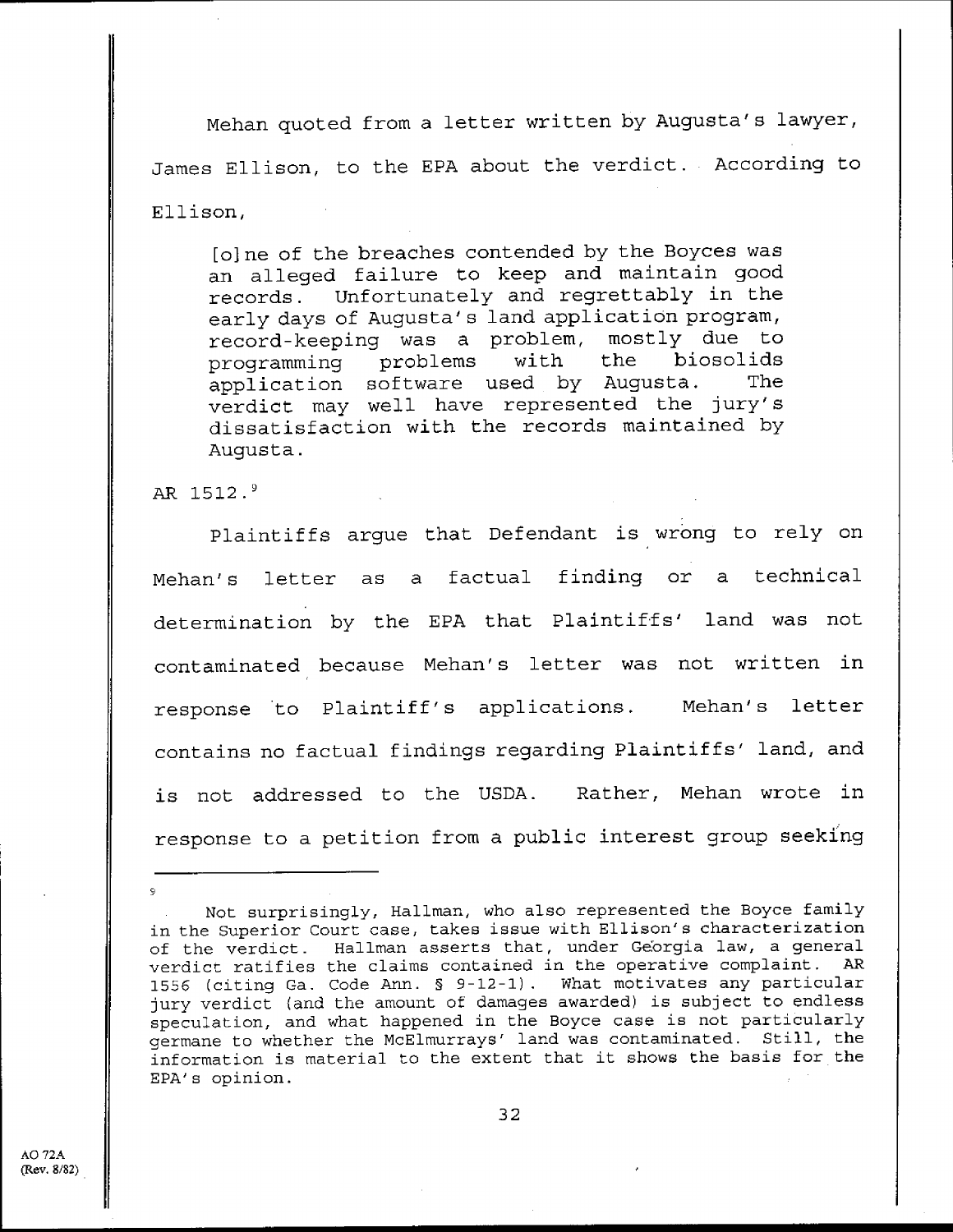Mehan quoted from a letter written by Augusta's lawyer, James Ellison, to the EPA about the verdict. According to Ellison,

> [o]ne of the breaches contended by the Boyces was an alleged failure to keep and maintain good records. Unfortunately and regrettably in the early days of Augusta's land application program, record-keeping was a problem, mostly due to programming problems with the biosolids application software used by Augusta. The verdict may well have represented the jury's dissatisfaction with the records maintained by Augusta.

AR 1512.[9]

Plaintiffs argue that Defendant is wrong to rely on Mehan's letter as a factual finding or a technical determination by the EPA that Plaintiffs' land was not contaminated because Mehan's letter was not written in response to Plaintiff's applications. Mehan's letter contains no factual findings regarding Plaintiffs' land, and is not addressed to the USDA. Rather, Mehan wrote in response to a petition from a public interest group seeking

---

[9] Not surprisingly, Hallman, who also represented the Boyce family in the Superior Court case, takes issue with Ellison's characterization of the verdict. Hallman asserts that, under Georgia law, a general verdict ratifies the claims contained in the operative complaint. AR 1556 (citing Ga. Code Ann. § 9-12-1). What motivates any particular jury verdict (and the amount of damages awarded) is subject to endless speculation, and what happened in the Boyce case is not particularly germane to whether the McElmurrays' land was contaminated. Still, the information is material to the extent that it shows the basis for the EPA's opinion.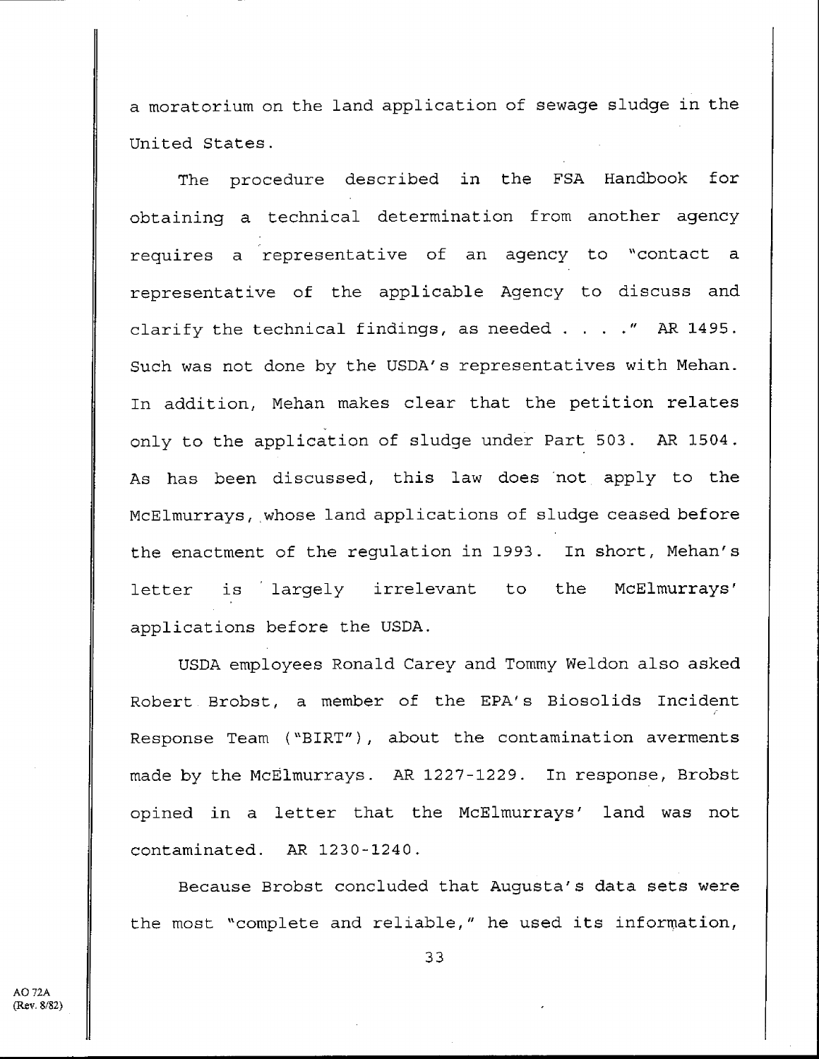a moratorium on the land application of sewage sludge in the United States.

The procedure described in the FSA Handbook for obtaining a technical determination from another agency requires a representative of an agency to "contact a representative of the applicable Agency to discuss and clarify the technical findings, as needed . . . ." AR 1495. Such was not done by the USDA's representatives with Mehan. In addition, Mehan makes clear that the petition relates only to the application of sludge under Part 503. AR 1504. As has been discussed, this law does not apply to the McElmurrays, whose land applications of sludge ceased before the enactment of the regulation in 1993. In short, Mehan's letter is largely irrelevant to the McElmurrays' applications before the USDA.

USDA employees Ronald Carey and Tommy Weldon also asked Robert Brobst, a member of the EPA's Biosolids Incident Response Team ("BIRT"), about the contamination averments made by the McElmurrays. AR 1227-1229. In response, Brobst opined in a letter that the McElmurrays' land was not contaminated. AR 1230-1240.

Because Brobst concluded that Augusta's data sets were the most "complete and reliable," he used its information,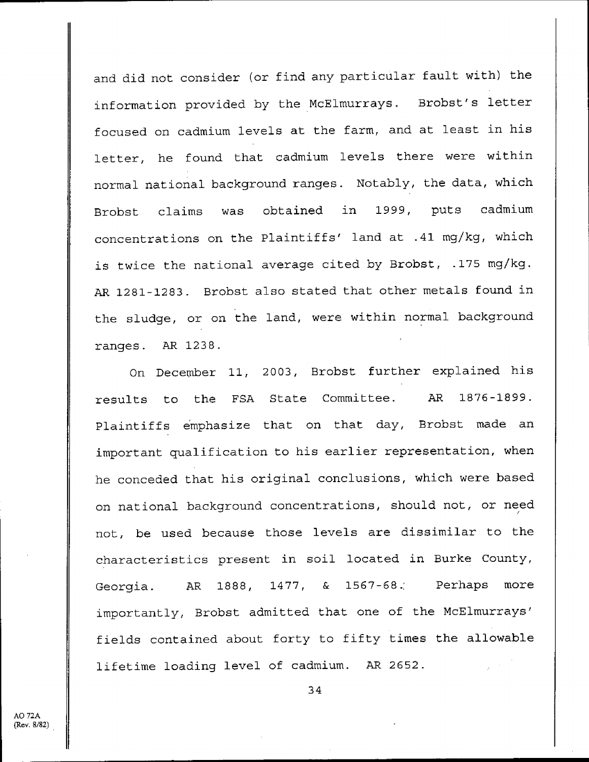and did not consider (or find any particular fault with) the information provided by the McElmurrays. Brobst's letter focused on cadmium levels at the farm, and at least in his letter, he found that cadmium levels there were within normal national background ranges. Notably, the data, which Brobst claims was obtained in 1999, puts cadmium concentrations on the Plaintiffs' land at .41 mg/kg, which is twice the national average cited by Brobst, .175 mg/kg. AR 1281-1283. Brobst also stated that other metals found in the sludge, or on the land, were within normal background ranges. AR 1238.

On December 11, 2003, Brobst further explained his results to the FSA State Committee. AR 1876-1899. Plaintiffs emphasize that on that day, Brobst made an important qualification to his earlier representation, when he conceded that his original conclusions, which were based on national background concentrations, should not, or need not, be used because those levels are dissimilar to the characteristics present in soil located in Burke County, Georgia. AR 1888, 1477, & 1567-68. Perhaps more importantly, Brobst admitted that one of the McElmurrays' fields contained about forty to fifty times the allowable lifetime loading level of cadmium. AR 2652.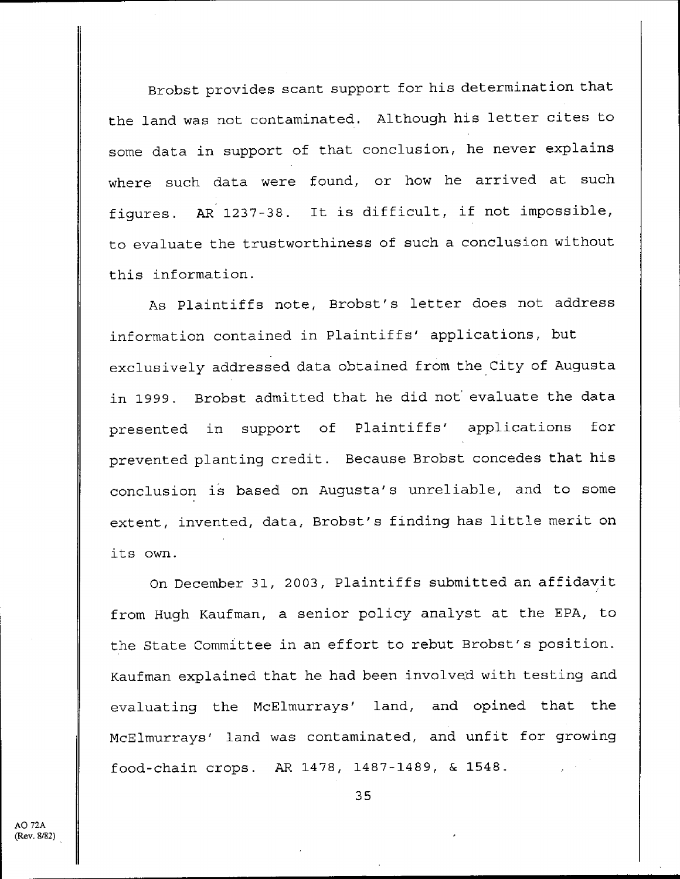Brobst provides scant support for his determination that the land was not contaminated. Although his letter cites to some data in support of that conclusion, he never explains where such data were found, or how he arrived at such figures. AR 1237-38. It is difficult, if not impossible, to evaluate the trustworthiness of such a conclusion without this information.

As Plaintiffs note, Brobst's letter does not address information contained in Plaintiffs' applications, but exclusively addressed data obtained from the City of Augusta in 1999. Brobst admitted that he did not evaluate the data presented in support of Plaintiffs' applications for prevented planting credit. Because Brobst concedes that his conclusion is based on Augusta's unreliable, and to some extent, invented, data, Brobst's finding has little merit on its own.

On December 31, 2003, Plaintiffs submitted an affidavit from Hugh Kaufman, a senior policy analyst at the EPA, to the State Committee in an effort to rebut Brobst's position. Kaufman explained that he had been involved with testing and evaluating the McElmurrays' land, and opined that the McElmurrays' land was contaminated, and unfit for growing food-chain crops. AR 1478, 1487-1489, & 1548.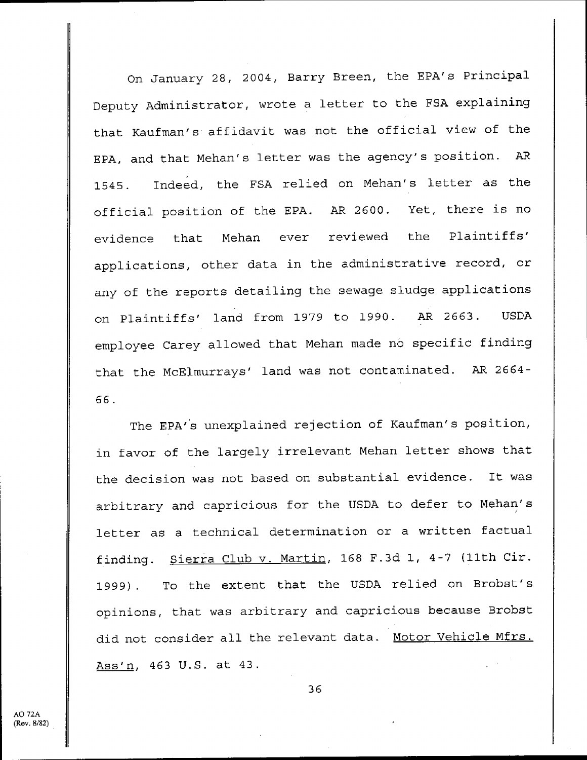On January 28, 2004, Barry Breen, the EPA's Principal Deputy Administrator, wrote a letter to the FSA explaining that Kaufman's affidavit was not the official view of the EPA, and that Mehan's letter was the agency's position. AR 1545. Indeed, the FSA relied on Mehan's letter as the official position of the EPA. AR 2600. Yet, there is no evidence that Mehan ever reviewed the Plaintiffs' applications, other data in the administrative record, or any of the reports detailing the sewage sludge applications on Plaintiffs' land from 1979 to 1990. AR 2663. USDA employee Carey allowed that Mehan made no specific finding that the McElmurrays' land was not contaminated. AR 2664-66.

The EPA's unexplained rejection of Kaufman's position, in favor of the largely irrelevant Mehan letter shows that the decision was not based on substantial evidence. It was arbitrary and capricious for the USDA to defer to Mehan's letter as a technical determination or a written factual finding. Sierra Club v. Martin, 168 F.3d 1, 4-7 (11th Cir. 1999). To the extent that the USDA relied on Brobst's opinions, that was arbitrary and capricious because Brobst did not consider all the relevant data. Motor Vehicle Mfrs. Ass'n, 463 U.S. at 43.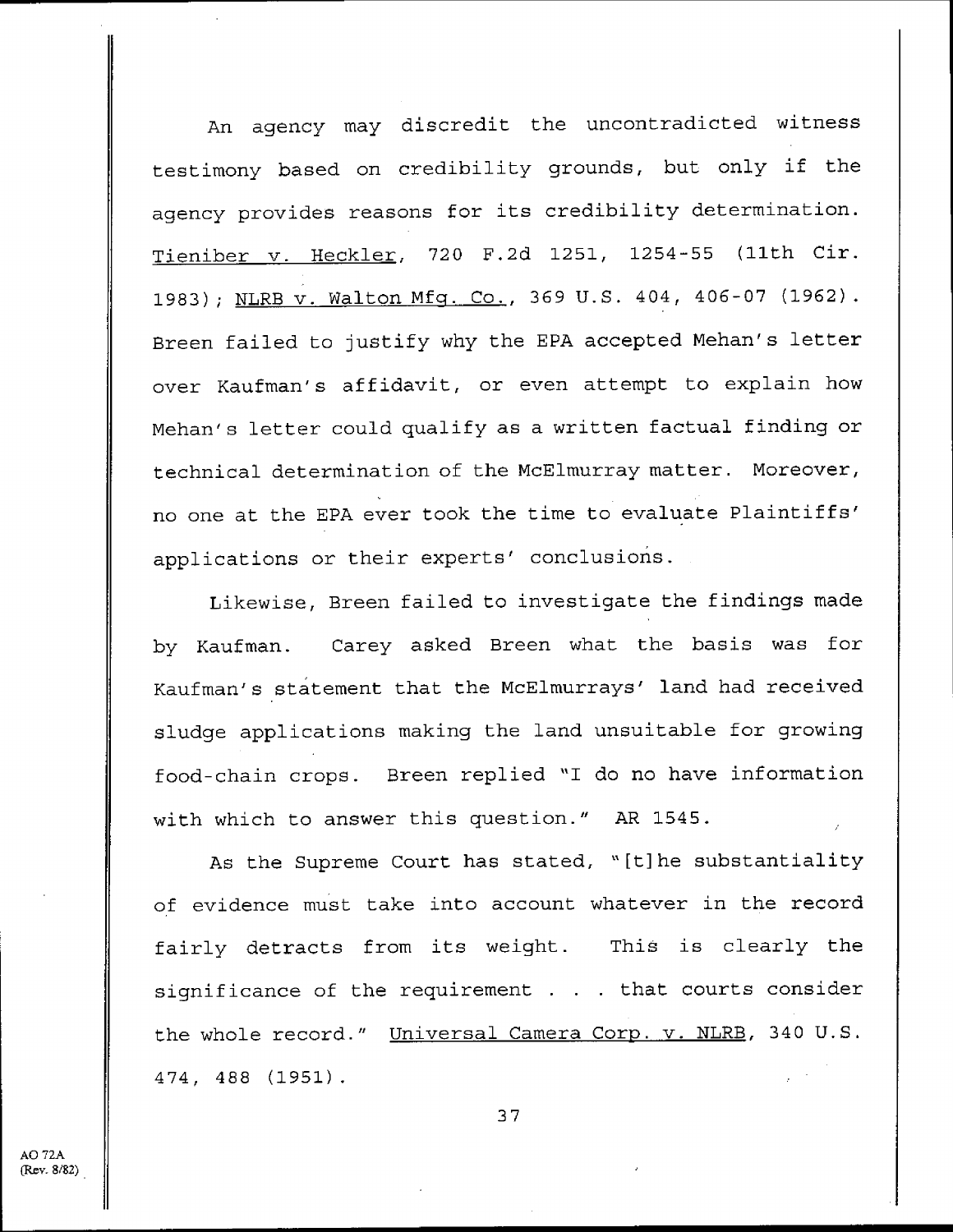An agency may discredit the uncontradicted witness testimony based on credibility grounds, but only if the agency provides reasons for its credibility determination. Tieniber v. Heckler, 720 F.2d 1251, 1254-55 (11th Cir. 1983); NLRB v. Walton Mfg. Co., 369 U.S. 404, 406-07 (1962). Breen failed to justify why the EPA accepted Mehan's letter over Kaufman's affidavit, or even attempt to explain how Mehan's letter could qualify as a written factual finding or technical determination of the McElmurray matter. Moreover, no one at the EPA ever took the time to evaluate Plaintiffs' applications or their experts' conclusions.

Likewise, Breen failed to investigate the findings made by Kaufman. Carey asked Breen what the basis was for Kaufman's statement that the McElmurrays' land had received sludge applications making the land unsuitable for growing food-chain crops. Breen replied "I do no have information with which to answer this question." AR 1545.

As the Supreme Court has stated, "[t]he substantiality of evidence must take into account whatever in the record fairly detracts from its weight. This is clearly the significance of the requirement . . . that courts consider the whole record." Universal Camera Corp. v. NLRB, 340 U.S. 474, 488 (1951).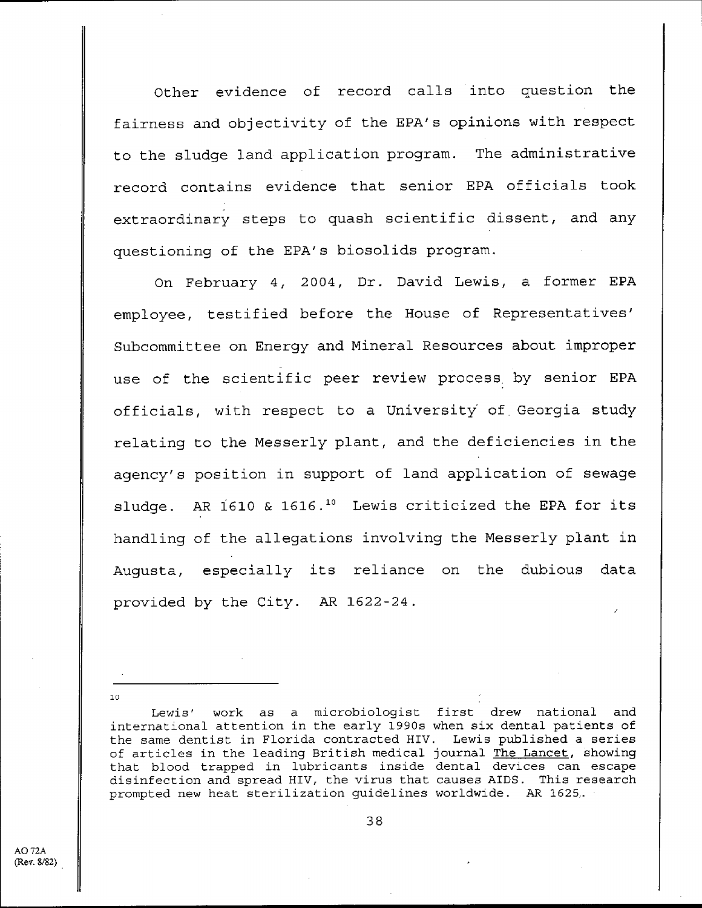Other evidence of record calls into question the fairness and objectivity of the EPA's opinions with respect to the sludge land application program. The administrative record contains evidence that senior EPA officials took extraordinary steps to quash scientific dissent, and any questioning of the EPA's biosolids program.

On February 4, 2004, Dr. David Lewis, a former EPA employee, testified before the House of Representatives' Subcommittee on Energy and Mineral Resources about improper use of the scientific peer review process by senior EPA officials, with respect to a University of Georgia study relating to the Messerly plant, and the deficiencies in the agency's position in support of land application of sewage sludge. AR 1610 & 1616.[10] Lewis criticized the EPA for its handling of the allegations involving the Messerly plant in Augusta, especially its reliance on the dubious data provided by the City. AR 1622-24.

---

[10] Lewis' work as a microbiologist first drew national and international attention in the early 1990s when six dental patients of the same dentist in Florida contracted HIV. Lewis published a series of articles in the leading British medical journal <u>The Lancet</u>, showing that blood trapped in lubricants inside dental devices can escape disinfection and spread HIV, the virus that causes AIDS. This research prompted new heat sterilization guidelines worldwide. AR 1625.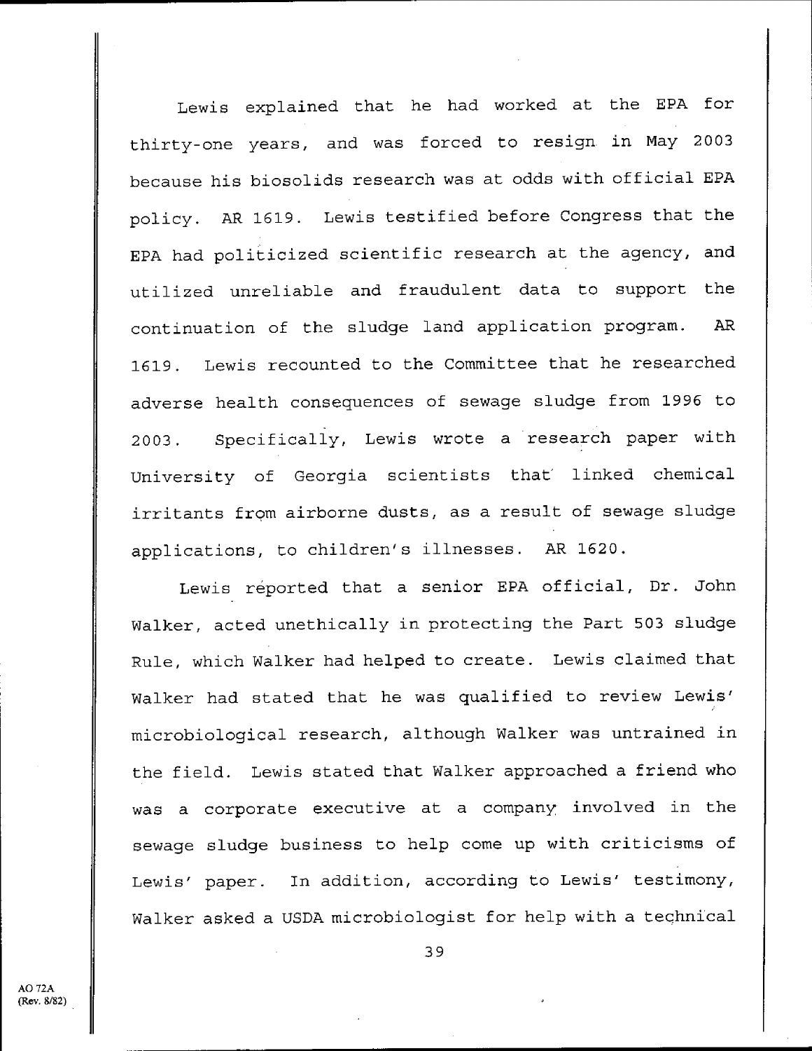Lewis explained that he had worked at the EPA for thirty-one years, and was forced to resign in May 2003 because his biosolids research was at odds with official EPA policy. AR 1619. Lewis testified before Congress that the EPA had politicized scientific research at the agency, and utilized unreliable and fraudulent data to support the continuation of the sludge land application program. AR 1619. Lewis recounted to the Committee that he researched adverse health consequences of sewage sludge from 1996 to 2003. Specifically, Lewis wrote a research paper with University of Georgia scientists that linked chemical irritants from airborne dusts, as a result of sewage sludge applications, to children's illnesses. AR 1620.

Lewis reported that a senior EPA official, Dr. John Walker, acted unethically in protecting the Part 503 sludge Rule, which Walker had helped to create. Lewis claimed that Walker had stated that he was qualified to review Lewis' microbiological research, although Walker was untrained in the field. Lewis stated that Walker approached a friend who was a corporate executive at a company involved in the sewage sludge business to help come up with criticisms of Lewis' paper. In addition, according to Lewis' testimony, Walker asked a USDA microbiologist for help with a technical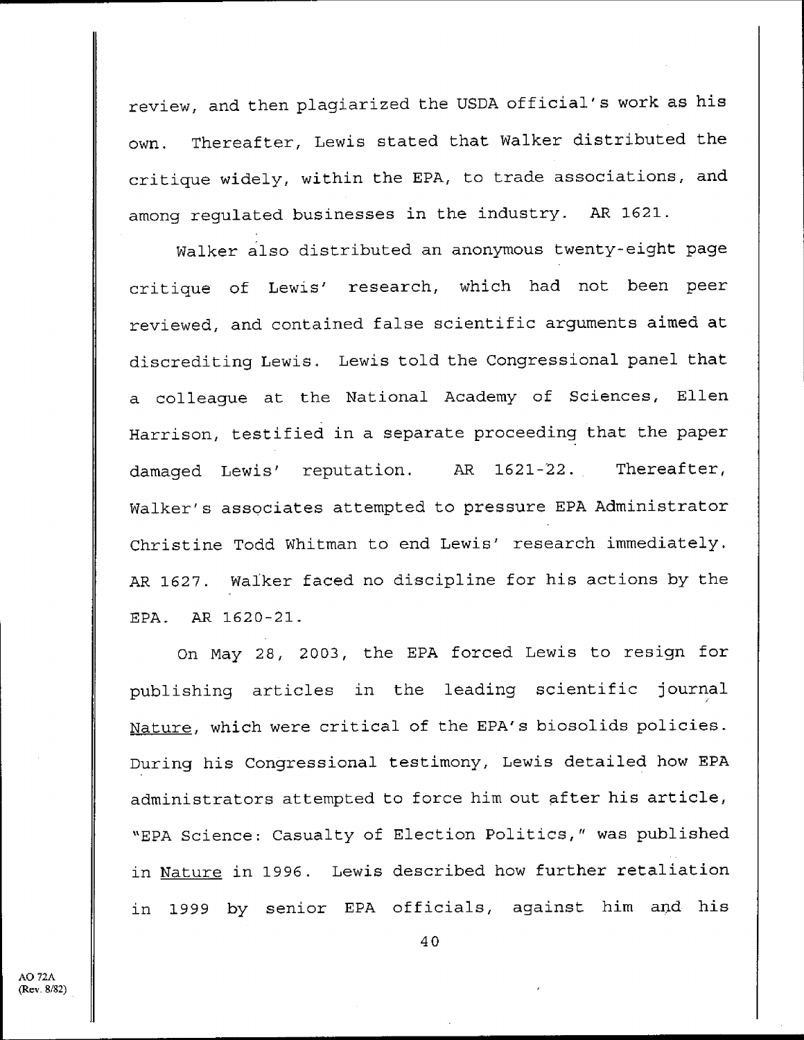review, and then plagiarized the USDA official's work as his own. Thereafter, Lewis stated that Walker distributed the critique widely, within the EPA, to trade associations, and among regulated businesses in the industry. AR 1621.

Walker also distributed an anonymous twenty-eight page critique of Lewis' research, which had not been peer reviewed, and contained false scientific arguments aimed at discrediting Lewis. Lewis told the Congressional panel that a colleague at the National Academy of Sciences, Ellen Harrison, testified in a separate proceeding that the paper damaged Lewis' reputation. AR 1621-22. Thereafter, Walker's associates attempted to pressure EPA Administrator Christine Todd Whitman to end Lewis' research immediately. AR 1627. Walker faced no discipline for his actions by the EPA. AR 1620-21.

On May 28, 2003, the EPA forced Lewis to resign for publishing articles in the leading scientific journal Nature, which were critical of the EPA's biosolids policies. During his Congressional testimony, Lewis detailed how EPA administrators attempted to force him out after his article, "EPA Science: Casualty of Election Politics," was published in Nature in 1996. Lewis described how further retaliation in 1999 by senior EPA officials, against him and his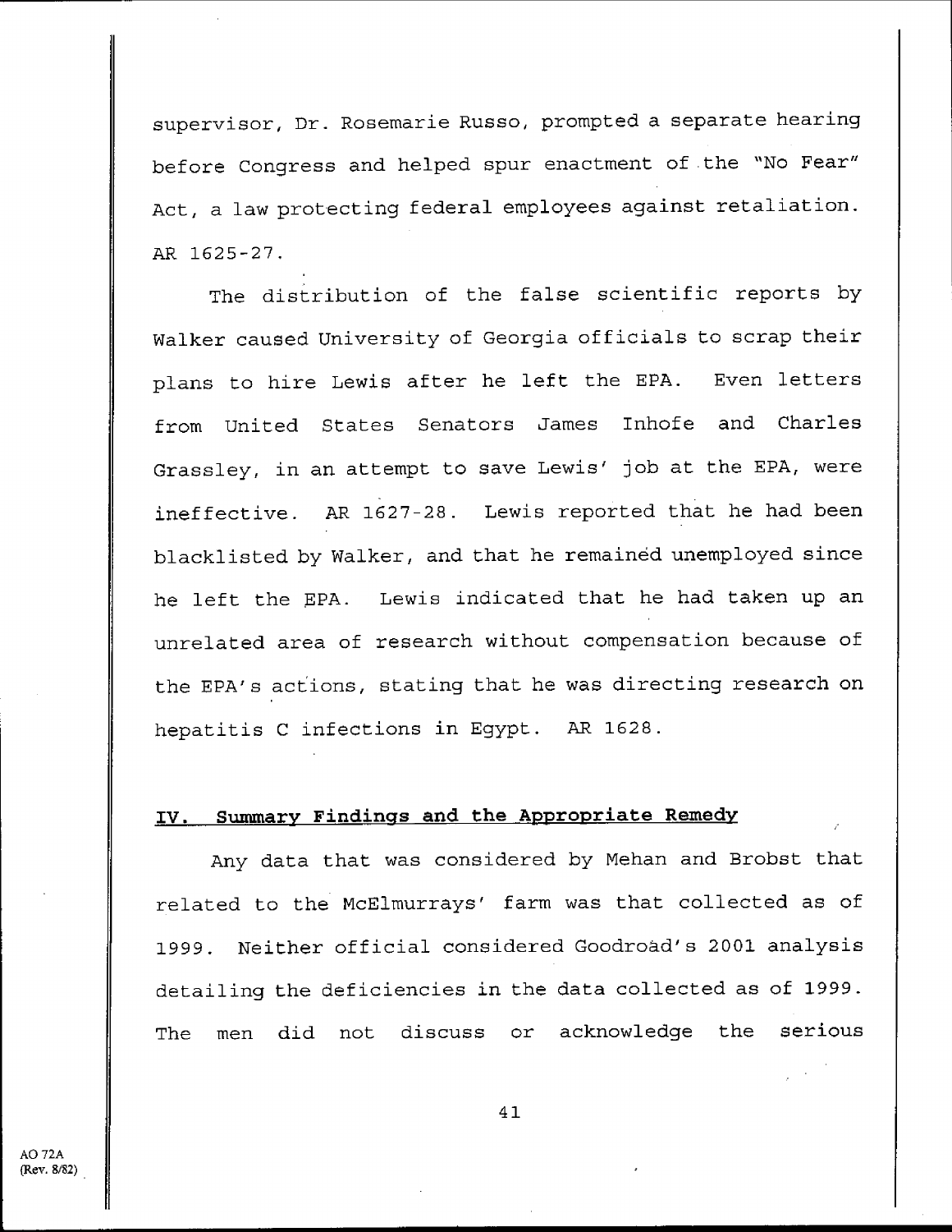supervisor, Dr. Rosemarie Russo, prompted a separate hearing before Congress and helped spur enactment of the "No Fear" Act, a law protecting federal employees against retaliation. AR 1625-27.

The distribution of the false scientific reports by Walker caused University of Georgia officials to scrap their plans to hire Lewis after he left the EPA. Even letters from United States Senators James Inhofe and Charles Grassley, in an attempt to save Lewis' job at the EPA, were ineffective. AR 1627-28. Lewis reported that he had been blacklisted by Walker, and that he remained unemployed since he left the EPA. Lewis indicated that he had taken up an unrelated area of research without compensation because of the EPA's actions, stating that he was directing research on hepatitis C infections in Egypt. AR 1628.

## IV. Summary Findings and the Appropriate Remedy

Any data that was considered by Mehan and Brobst that related to the McElmurrays' farm was that collected as of 1999. Neither official considered Goodroad's 2001 analysis detailing the deficiencies in the data collected as of 1999. The men did not discuss or acknowledge the serious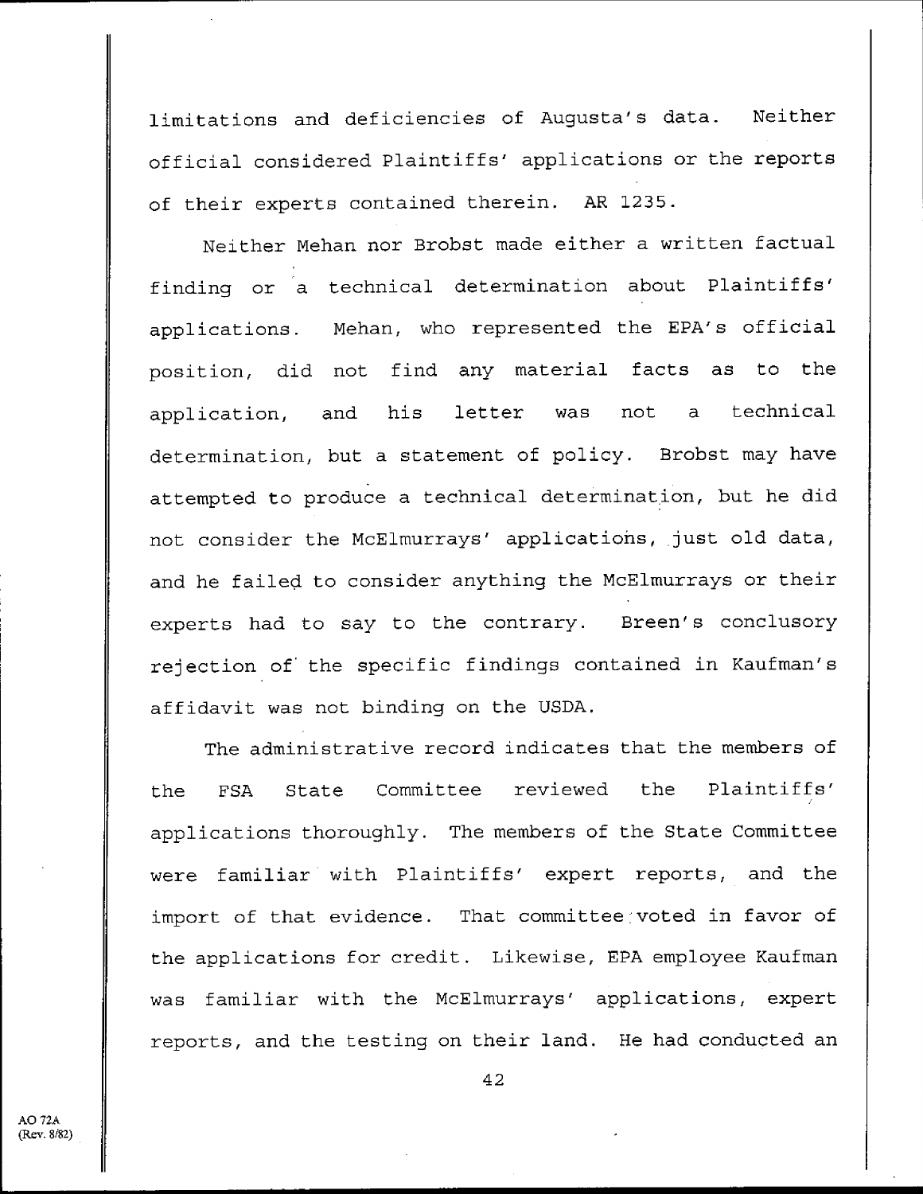limitations and deficiencies of Augusta's data. Neither official considered Plaintiffs' applications or the reports of their experts contained therein. AR 1235.

Neither Mehan nor Brobst made either a written factual finding or a technical determination about Plaintiffs' applications. Mehan, who represented the EPA's official position, did not find any material facts as to the application, and his letter was not a technical determination, but a statement of policy. Brobst may have attempted to produce a technical determination, but he did not consider the McElmurrays' applications, just old data, and he failed to consider anything the McElmurrays or their experts had to say to the contrary. Breen's conclusory rejection of the specific findings contained in Kaufman's affidavit was not binding on the USDA.

The administrative record indicates that the members of the FSA State Committee reviewed the Plaintiffs' applications thoroughly. The members of the State Committee were familiar with Plaintiffs' expert reports, and the import of that evidence. That committee voted in favor of the applications for credit. Likewise, EPA employee Kaufman was familiar with the McElmurrays' applications, expert reports, and the testing on their land. He had conducted an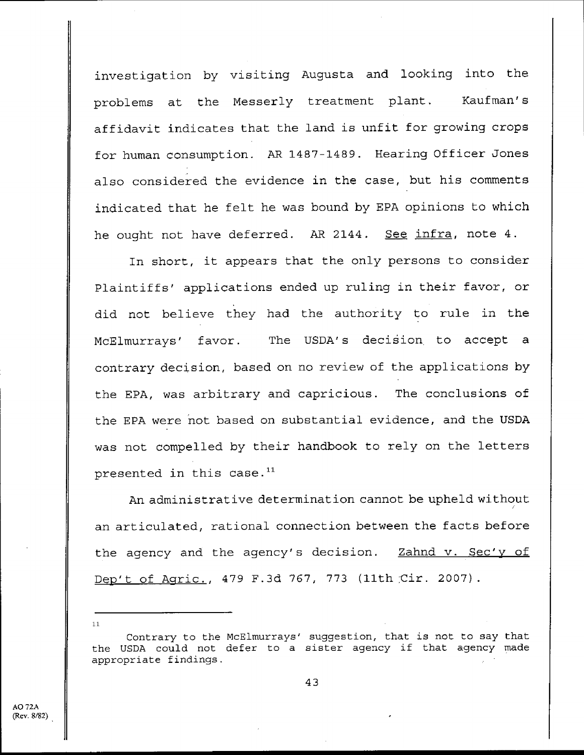investigation by visiting Augusta and looking into the problems at the Messerly treatment plant. Kaufman's affidavit indicates that the land is unfit for growing crops for human consumption. AR 1487-1489. Hearing Officer Jones also considered the evidence in the case, but his comments indicated that he felt he was bound by EPA opinions to which he ought not have deferred. AR 2144. _See_ _infra_, note 4.

In short, it appears that the only persons to consider Plaintiffs' applications ended up ruling in their favor, or did not believe they had the authority to rule in the McElmurrays' favor. The USDA's decision to accept a contrary decision, based on no review of the applications by the EPA, was arbitrary and capricious. The conclusions of the EPA were not based on substantial evidence, and the USDA was not compelled by their handbook to rely on the letters presented in this case.[11]

An administrative determination cannot be upheld without an articulated, rational connection between the facts before the agency and the agency's decision. _Zahnd v. Sec'y of Dep't of Agric._, 479 F.3d 767, 773 (11th Cir. 2007).

---

[11] Contrary to the McElmurrays' suggestion, that is not to say that the USDA could not defer to a sister agency if that agency made appropriate findings.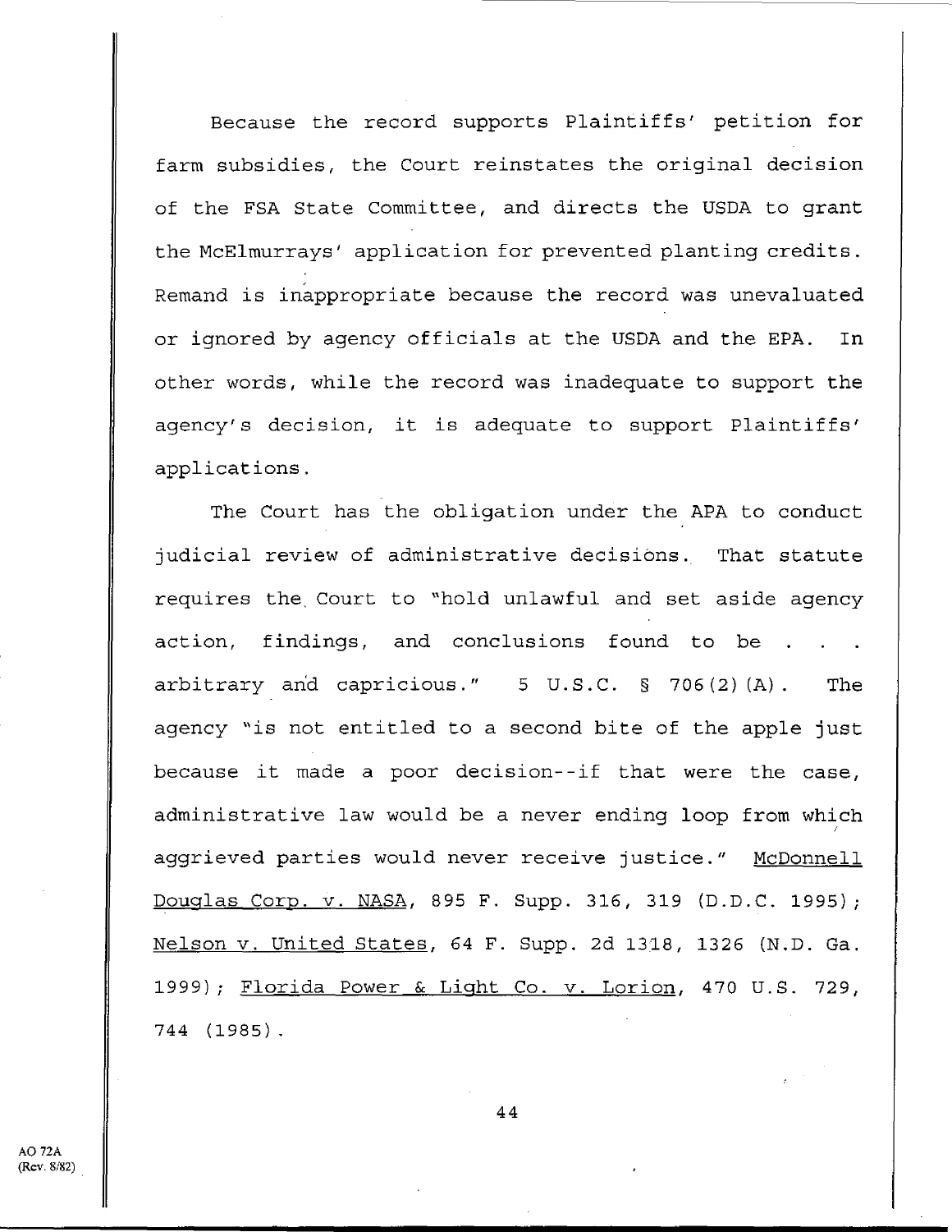Because the record supports Plaintiffs' petition for farm subsidies, the Court reinstates the original decision of the FSA State Committee, and directs the USDA to grant the McElmurrays' application for prevented planting credits. Remand is inappropriate because the record was unevaluated or ignored by agency officials at the USDA and the EPA. In other words, while the record was inadequate to support the agency's decision, it is adequate to support Plaintiffs' applications.

The Court has the obligation under the APA to conduct judicial review of administrative decisions. That statute requires the Court to "hold unlawful and set aside agency action, findings, and conclusions found to be . . . arbitrary and capricious." 5 U.S.C. § 706(2)(A). The agency "is not entitled to a second bite of the apple just because it made a poor decision--if that were the case, administrative law would be a never ending loop from which aggrieved parties would never receive justice." McDonnell Douglas Corp. v. NASA, 895 F. Supp. 316, 319 (D.D.C. 1995); Nelson v. United States, 64 F. Supp. 2d 1318, 1326 (N.D. Ga. 1999); Florida Power & Light Co. v. Lorion, 470 U.S. 729, 744 (1985).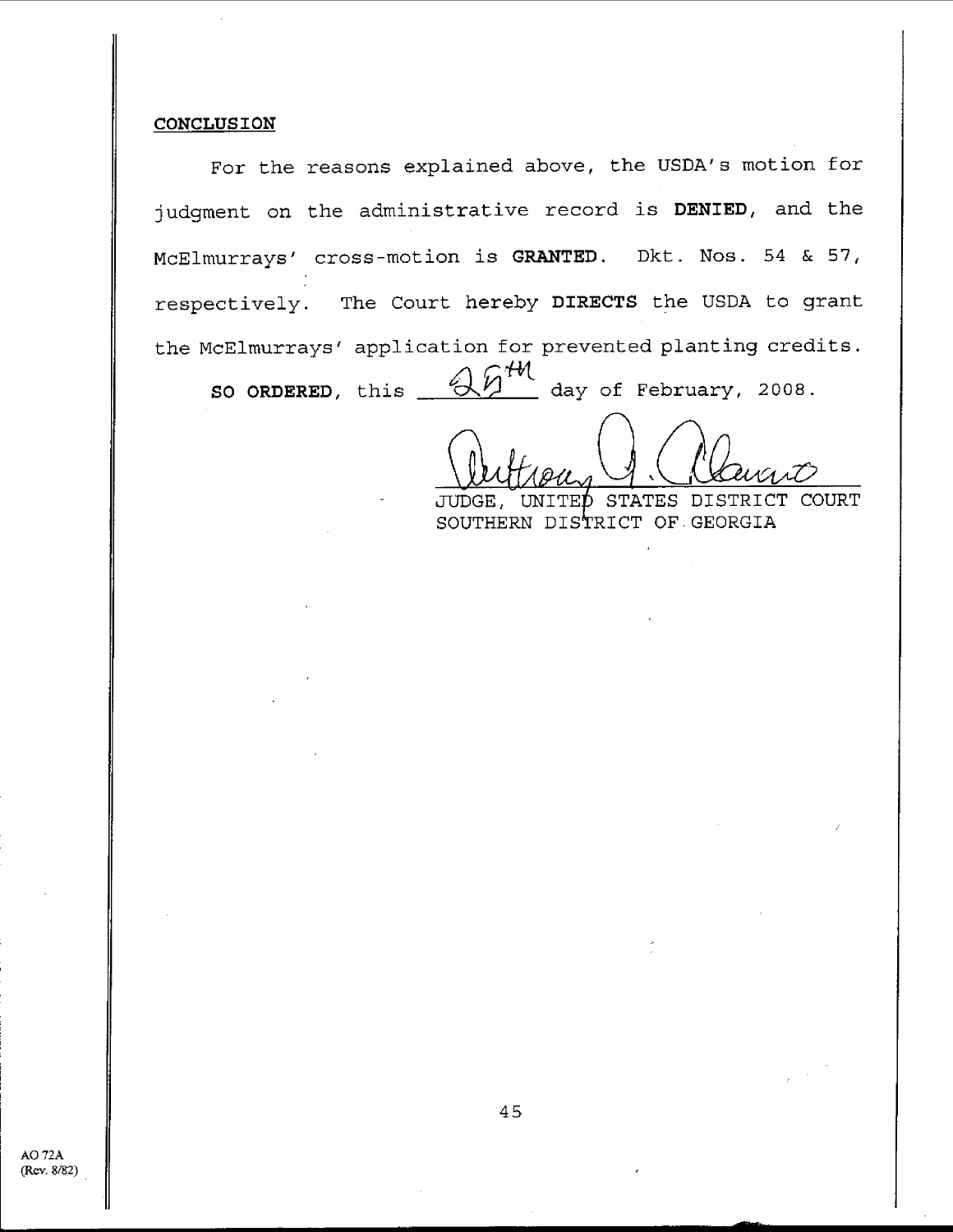**CONCLUSION**

For the reasons explained above, the USDA's motion for judgment on the administrative record is **DENIED**, and the McElmurrays' cross-motion is **GRANTED**. Dkt. Nos. 54 & 57, respectively. The Court hereby **DIRECTS** the USDA to grant the McElmurrays' application for prevented planting credits.

**SO ORDERED**, this 25th day of February, 2008.

JUDGE, UNITED STATES DISTRICT COURT
SOUTHERN DISTRICT OF GEORGIA

AO 72A
(Rev. 8/82)